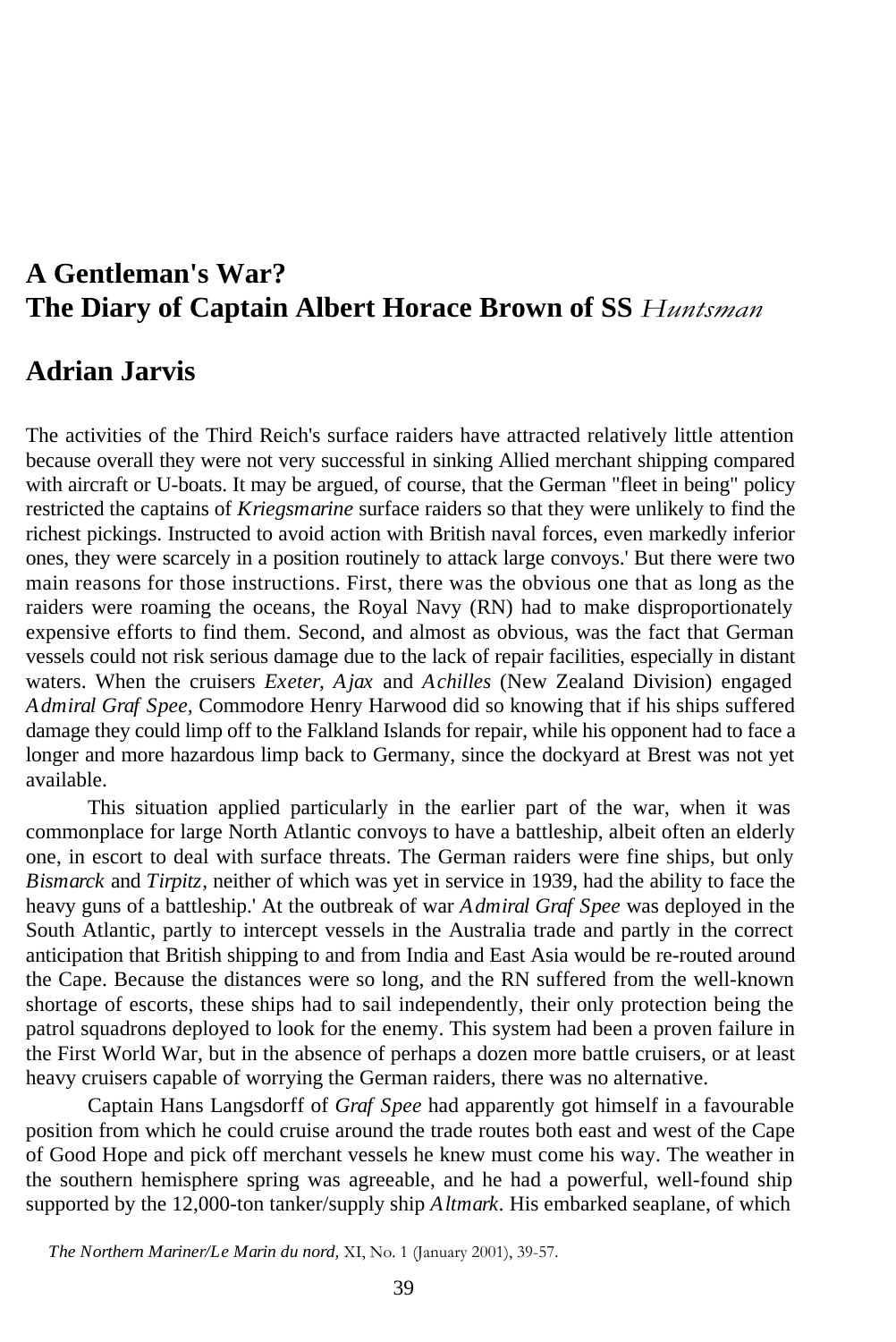# A Gentleman's War? The Diary of Captain Albert Horace Brown of SS *Huntsman*

## Adrian Jarvis

The activities of the Third Reich's surface raiders have attracted relatively little attention because overall they were not very successful in sinking Allied merchant shipping compared with aircraft or U-boats. It may be argued, of course, that the German "fleet in being" policy restricted the captains of *Kriegsmarine* surface raiders so that they were unlikely to find the richest pickings. Instructed to avoid action with British naval forces, even markedly inferior ones, they were scarcely in a position routinely to attack large convoys.' But there were two main reasons for those instructions. First, there was the obvious one that as long as the raiders were roaming the oceans, the Royal Navy (RN) had to make disproportionately expensive efforts to find them. Second, and almost as obvious, was the fact that German vessels could not risk serious damage due to the lack of repair facilities, especially in distant waters. When the cruisers *Exeter, Ajax* and *Achilles* (New Zealand Division) engaged *Admiral Graf Spee*, Commodore Henry Harwood did so knowing that if his ships suffered damage they could limp off to the Falkland Islands for repair, while his opponent had to face a longer and more hazardous limp back to Germany, since the dockyard at Brest was not yet available.

This situation applied particularly in the earlier part of the war, when it was commonplace for large North Atlantic convoys to have a battleship, albeit often an elderly one, in escort to deal with surface threats. The German raiders were fine ships, but only *Bismarck* and *Tirpitz*, neither of which was yet in service in 1939, had the ability to face the heavy guns of a battleship.' At the outbreak of war *Admiral Graf Spee* was deployed in the South Atlantic, partly to intercept vessels in the Australia trade and partly in the correct anticipation that British shipping to and from India and East Asia would be re-routed around the Cape. Because the distances were so long, and the RN suffered from the well-known shortage of escorts, these ships had to sail independently, their only protection being the patrol squadrons deployed to look for the enemy. This system had been a proven failure in the First World War, but in the absence of perhaps a dozen more battle cruisers, or at least heavy cruisers capable of worrying the German raiders, there was no alternative.

Captain Hans Langsdorff of *Graf Spee* had apparently got himself in a favourable position from which he could cruise around the trade routes both east and west of the Cape of Good Hope and pick off merchant vessels he knew must come his way. The weather in the southern hemisphere spring was agreeable, and he had a powerful, well-found ship supported by the 12,000-ton tanker/supply ship *Altmark*. His embarked seaplane, of which

*The Northern Mariner/Le Marin du nord,* XI, No. 1 (January 2001), 39-57.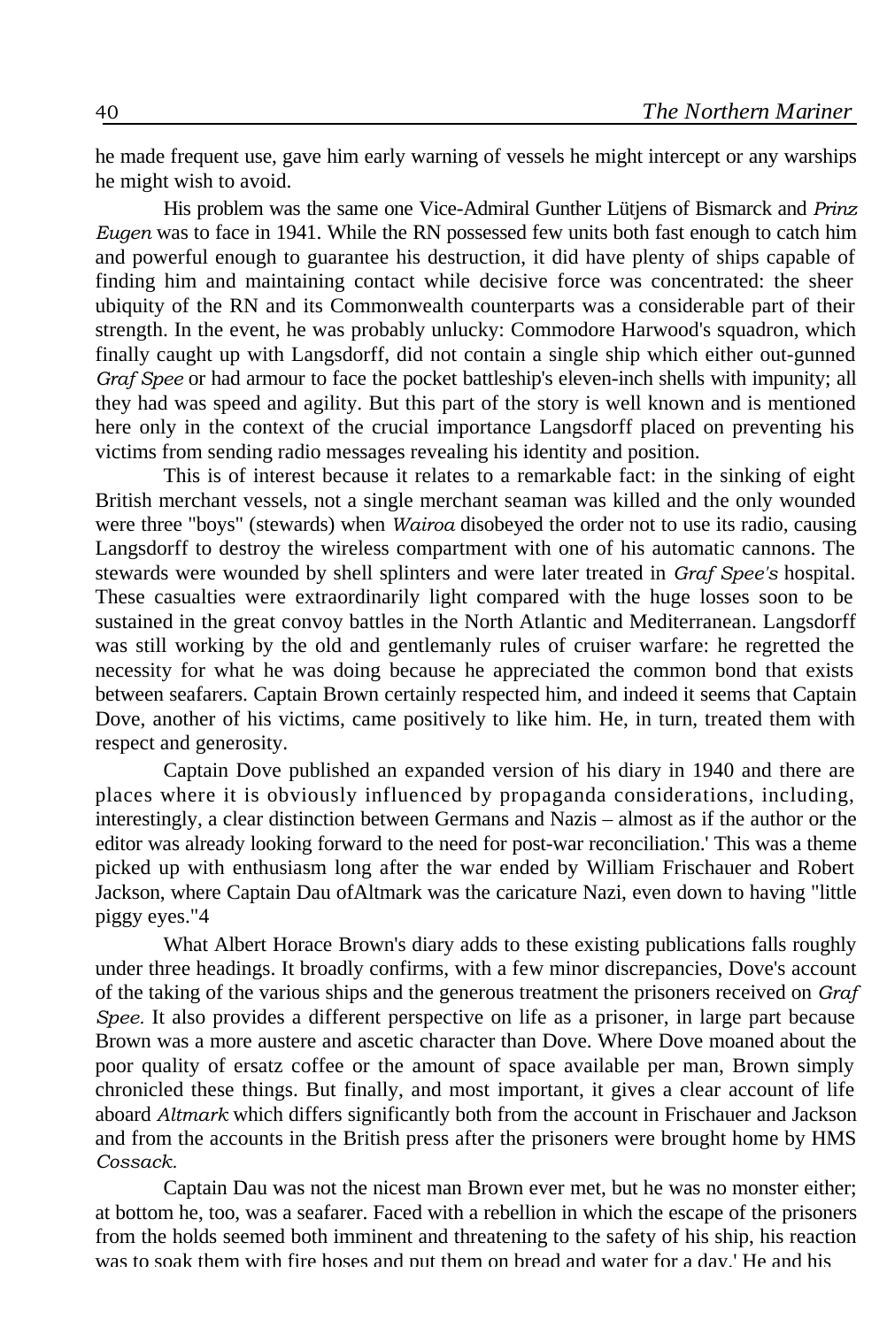he made frequent use, gave him early warning of vessels he might intercept or any warships he might wish to avoid.

His problem was the same one Vice-Admiral Gunther Lütjens of Bismarck and *Prinz Eugen* was to face in 1941. While the RN possessed few units both fast enough to catch him and powerful enough to guarantee his destruction, it did have plenty of ships capable of finding him and maintaining contact while decisive force was concentrated: the sheer ubiquity of the RN and its Commonwealth counterparts was a considerable part of their strength. In the event, he was probably unlucky: Commodore Harwood's squadron, which finally caught up with Langsdorff, did not contain a single ship which either out-gunned *Graf Spee* or had armour to face the pocket battleship's eleven-inch shells with impunity; all they had was speed and agility. But this part of the story is well known and is mentioned here only in the context of the crucial importance Langsdorff placed on preventing his victims from sending radio messages revealing his identity and position.

This is of interest because it relates to a remarkable fact: in the sinking of eight British merchant vessels, not a single merchant seaman was killed and the only wounded were three "boys" (stewards) when *Wairoa* disobeyed the order not to use its radio, causing Langsdorff to destroy the wireless compartment with one of his automatic cannons. The stewards were wounded by shell splinters and were later treated in *Graf Spee's* hospital. These casualties were extraordinarily light compared with the huge losses soon to be sustained in the great convoy battles in the North Atlantic and Mediterranean. Langsdorff was still working by the old and gentlemanly rules of cruiser warfare: he regretted the necessity for what he was doing because he appreciated the common bond that exists between seafarers. Captain Brown certainly respected him, and indeed it seems that Captain Dove, another of his victims, came positively to like him. He, in turn, treated them with respect and generosity.

Captain Dove published an expanded version of his diary in 1940 and there are places where it is obviously influenced by propaganda considerations, including, interestingly, a clear distinction between Germans and Nazis – almost as if the author or the editor was already looking forward to the need for post-war reconciliation.' This was a theme picked up with enthusiasm long after the war ended by William Frischauer and Robert Jackson, where Captain Dau ofAltmark was the caricature Nazi, even down to having "little piggy eyes."4

What Albert Horace Brown's diary adds to these existing publications falls roughly under three headings. It broadly confirms, with a few minor discrepancies, Dove's account of the taking of the various ships and the generous treatment the prisoners received on *Graf Spee.* It also provides a different perspective on life as a prisoner, in large part because Brown was a more austere and ascetic character than Dove. Where Dove moaned about the poor quality of ersatz coffee or the amount of space available per man, Brown simply chronicled these things. But finally, and most important, it gives a clear account of life aboard *Altmark* which differs significantly both from the account in Frischauer and Jackson and from the accounts in the British press after the prisoners were brought home by HMS *Cossack.*

Captain Dau was not the nicest man Brown ever met, but he was no monster either; at bottom he, too, was a seafarer. Faced with a rebellion in which the escape of the prisoners from the holds seemed both imminent and threatening to the safety of his ship, his reaction was to soak them with fire hoses and put them on bread and water for a day.' He and his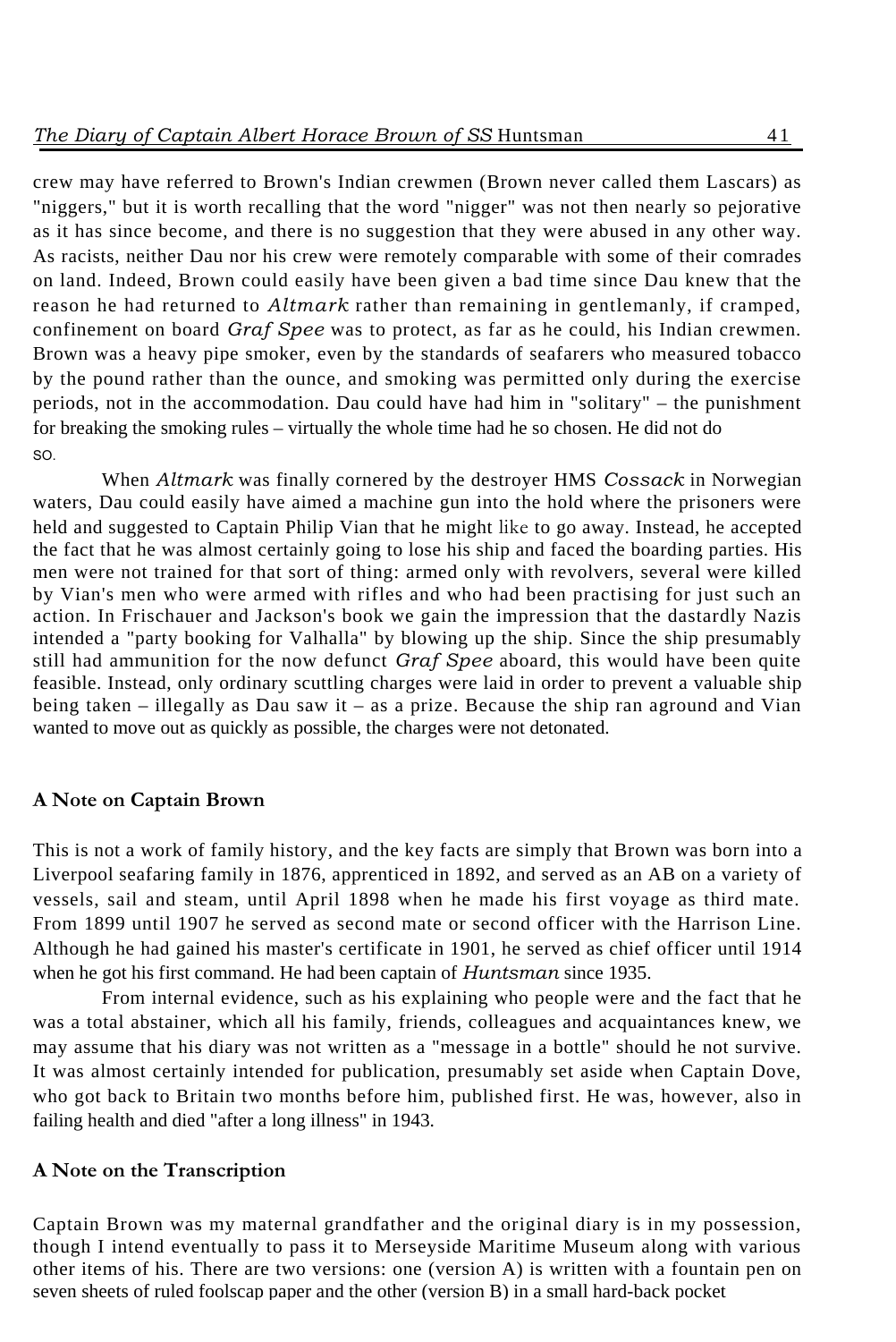crew may have referred to Brown's Indian crewmen (Brown never called them Lascars) as "niggers," but it is worth recalling that the word "nigger" was not then nearly so pejorative as it has since become, and there is no suggestion that they were abused in any other way. As racists, neither Dau nor his crew were remotely comparable with some of their comrades on land. Indeed, Brown could easily have been given a bad time since Dau knew that the reason he had returned to *Altmark* rather than remaining in gentlemanly, if cramped, confinement on board *Graf Spee* was to protect, as far as he could, his Indian crewmen. Brown was a heavy pipe smoker, even by the standards of seafarers who measured tobacco by the pound rather than the ounce, and smoking was permitted only during the exercise periods, not in the accommodation. Dau could have had him in "solitary" – the punishment for breaking the smoking rules – virtually the whole time had he so chosen. He did not do so.

When *Altmark* was finally cornered by the destroyer HMS *Cossack* in Norwegian waters, Dau could easily have aimed a machine gun into the hold where the prisoners were held and suggested to Captain Philip Vian that he might like to go away. Instead, he accepted the fact that he was almost certainly going to lose his ship and faced the boarding parties. His men were not trained for that sort of thing: armed only with revolvers, several were killed by Vian's men who were armed with rifles and who had been practising for just such an action. In Frischauer and Jackson's book we gain the impression that the dastardly Nazis intended a "party booking for Valhalla" by blowing up the ship. Since the ship presumably still had ammunition for the now defunct *Graf Spee* aboard, this would have been quite feasible. Instead, only ordinary scuttling charges were laid in order to prevent a valuable ship being taken – illegally as Dau saw it – as a prize. Because the ship ran aground and Vian wanted to move out as quickly as possible, the charges were not detonated.

### A Note on Captain Brown

This is not a work of family history, and the key facts are simply that Brown was born into a Liverpool seafaring family in 1876, apprenticed in 1892, and served as an AB on a variety of vessels, sail and steam, until April 1898 when he made his first voyage as third mate. From 1899 until 1907 he served as second mate or second officer with the Harrison Line. Although he had gained his master's certificate in 1901, he served as chief officer until 1914 when he got his first command. He had been captain of *Huntsman* since 1935.

From internal evidence, such as his explaining who people were and the fact that he was a total abstainer, which all his family, friends, colleagues and acquaintances knew, we may assume that his diary was not written as a "message in a bottle" should he not survive. It was almost certainly intended for publication, presumably set aside when Captain Dove, who got back to Britain two months before him, published first. He was, however, also in failing health and died "after a long illness" in 1943.

### A Note on the Transcription

Captain Brown was my maternal grandfather and the original diary is in my possession, though I intend eventually to pass it to Merseyside Maritime Museum along with various other items of his. There are two versions: one (version A) is written with a fountain pen on seven sheets of ruled foolscap paper and the other (version B) in a small hard-back pocket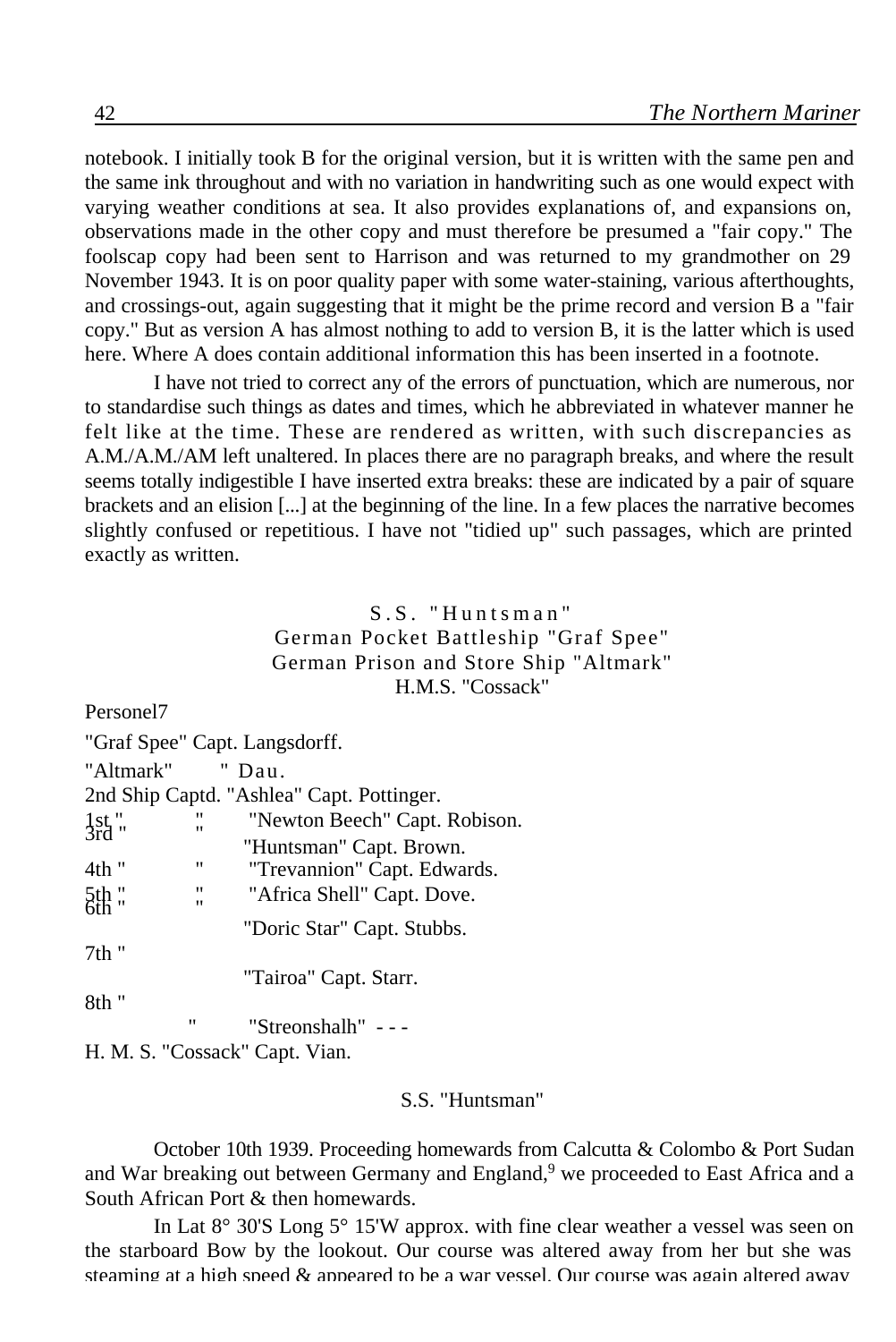notebook. I initially took B for the original version, but it is written with the same pen and the same ink throughout and with no variation in handwriting such as one would expect with varying weather conditions at sea. It also provides explanations of, and expansions on, observations made in the other copy and must therefore be presumed a "fair copy." The foolscap copy had been sent to Harrison and was returned to my grandmother on 29 November 1943. It is on poor quality paper with some water-staining, various afterthoughts, and crossings-out, again suggesting that it might be the prime record and version B a "fair copy." But as version A has almost nothing to add to version B, it is the latter which is used here. Where A does contain additional information this has been inserted in a footnote.

I have not tried to correct any of the errors of punctuation, which are numerous, nor to standardise such things as dates and times, which he abbreviated in whatever manner he felt like at the time. These are rendered as written, with such discrepancies as A.M./A.M./AM left unaltered. In places there are no paragraph breaks, and where the result seems totally indigestible I have inserted extra breaks: these are indicated by a pair of square brackets and an elision [...] at the beginning of the line. In a few places the narrative becomes slightly confused or repetitious. I have not "tidied up" such passages, which are printed exactly as written.

S.S. "Huntsman"
German Pocket Battleship "Graf Spee"
German Prison and Store Ship "Altmark"
H.M.S. "Cossack"

Personel[7]

"Graf Spee" Capt. Langsdorff.
"Altmark" " Dau.
2nd Ship Captd. "Ashlea" Capt. Pottinger.
1st " " "Newton Beech" Capt. Robison.
3rd " " "Huntsman" Capt. Brown.
4th " " "Trevannion" Capt. Edwards.
5th " " "Africa Shell" Capt. Dove.
6th " " "Doric Star" Capt. Stubbs.
7th " "Tairoa" Capt. Starr.
8th " " "Streonshalh" - - -
H. M. S. "Cossack" Capt. Vian.

S.S. "Huntsman"

October 10th 1939. Proceeding homewards from Calcutta & Colombo & Port Sudan and War breaking out between Germany and England,[9] we proceeded to East Africa and a South African Port & then homewards.

In Lat 8° 30'S Long 5° 15'W approx. with fine clear weather a vessel was seen on the starboard Bow by the lookout. Our course was altered away from her but she was steaming at a high speed & appeared to be a war vessel. Our course was again altered away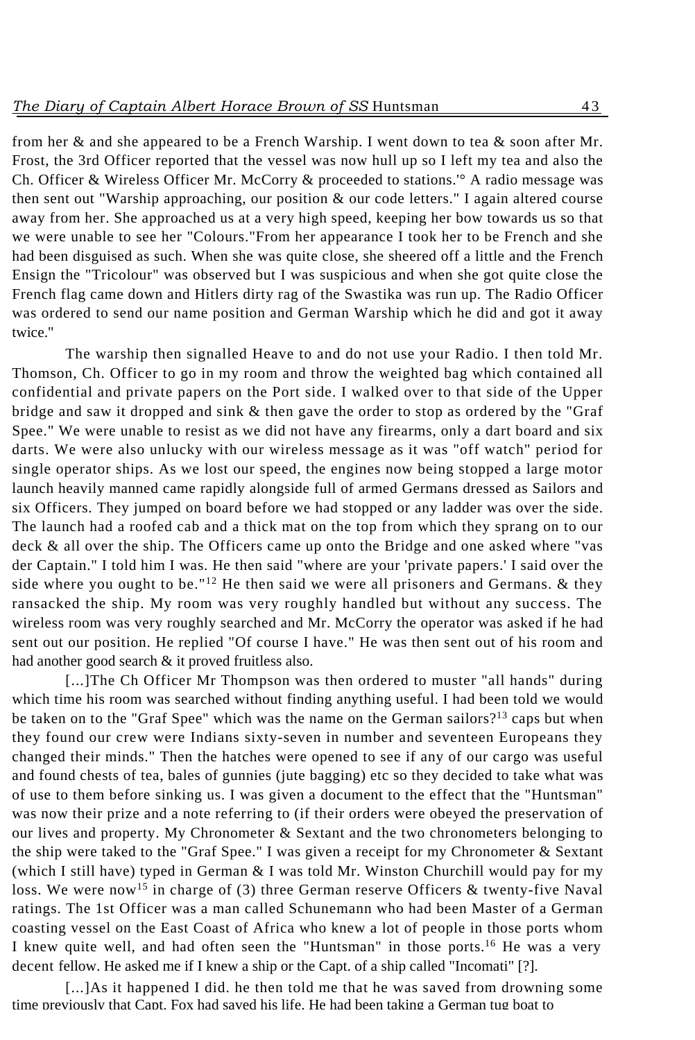from her & and she appeared to be a French Warship. I went down to tea & soon after Mr. Frost, the 3rd Officer reported that the vessel was now hull up so I left my tea and also the Ch. Officer & Wireless Officer Mr. McCorry & proceeded to stations.'° A radio message was then sent out "Warship approaching, our position & our code letters." I again altered course away from her. She approached us at a very high speed, keeping her bow towards us so that we were unable to see her "Colours."From her appearance I took her to be French and she had been disguised as such. When she was quite close, she sheered off a little and the French Ensign the "Tricolour" was observed but I was suspicious and when she got quite close the French flag came down and Hitlers dirty rag of the Swastika was run up. The Radio Officer was ordered to send our name position and German Warship which he did and got it away twice."

The warship then signalled Heave to and do not use your Radio. I then told Mr. Thomson, Ch. Officer to go in my room and throw the weighted bag which contained all confidential and private papers on the Port side. I walked over to that side of the Upper bridge and saw it dropped and sink & then gave the order to stop as ordered by the "Graf Spee." We were unable to resist as we did not have any firearms, only a dart board and six darts. We were also unlucky with our wireless message as it was "off watch" period for single operator ships. As we lost our speed, the engines now being stopped a large motor launch heavily manned came rapidly alongside full of armed Germans dressed as Sailors and six Officers. They jumped on board before we had stopped or any ladder was over the side. The launch had a roofed cab and a thick mat on the top from which they sprang on to our deck & all over the ship. The Officers came up onto the Bridge and one asked where "vas der Captain." I told him I was. He then said "where are your 'private papers.' I said over the side where you ought to be."[12] He then said we were all prisoners and Germans. & they ransacked the ship. My room was very roughly handled but without any success. The wireless room was very roughly searched and Mr. McCorry the operator was asked if he had sent out our position. He replied "Of course I have." He was then sent out of his room and had another good search & it proved fruitless also.

[...]The Ch Officer Mr Thompson was then ordered to muster "all hands" during which time his room was searched without finding anything useful. I had been told we would be taken on to the "Graf Spee" which was the name on the German sailors?[13] caps but when they found our crew were Indians sixty-seven in number and seventeen Europeans they changed their minds." Then the hatches were opened to see if any of our cargo was useful and found chests of tea, bales of gunnies (jute bagging) etc so they decided to take what was of use to them before sinking us. I was given a document to the effect that the "Huntsman" was now their prize and a note referring to (if their orders were obeyed the preservation of our lives and property. My Chronometer & Sextant and the two chronometers belonging to the ship were taked to the "Graf Spee." I was given a receipt for my Chronometer & Sextant (which I still have) typed in German & I was told Mr. Winston Churchill would pay for my loss. We were now[15] in charge of (3) three German reserve Officers & twenty-five Naval ratings. The 1st Officer was a man called Schunemann who had been Master of a German coasting vessel on the East Coast of Africa who knew a lot of people in those ports whom I knew quite well, and had often seen the "Huntsman" in those ports.[16] He was a very decent fellow. He asked me if I knew a ship or the Capt. of a ship called "Incomati" [?].

[...]As it happened I did. he then told me that he was saved from drowning some time previously that Capt. Fox had saved his life. He had been taking a German tug boat to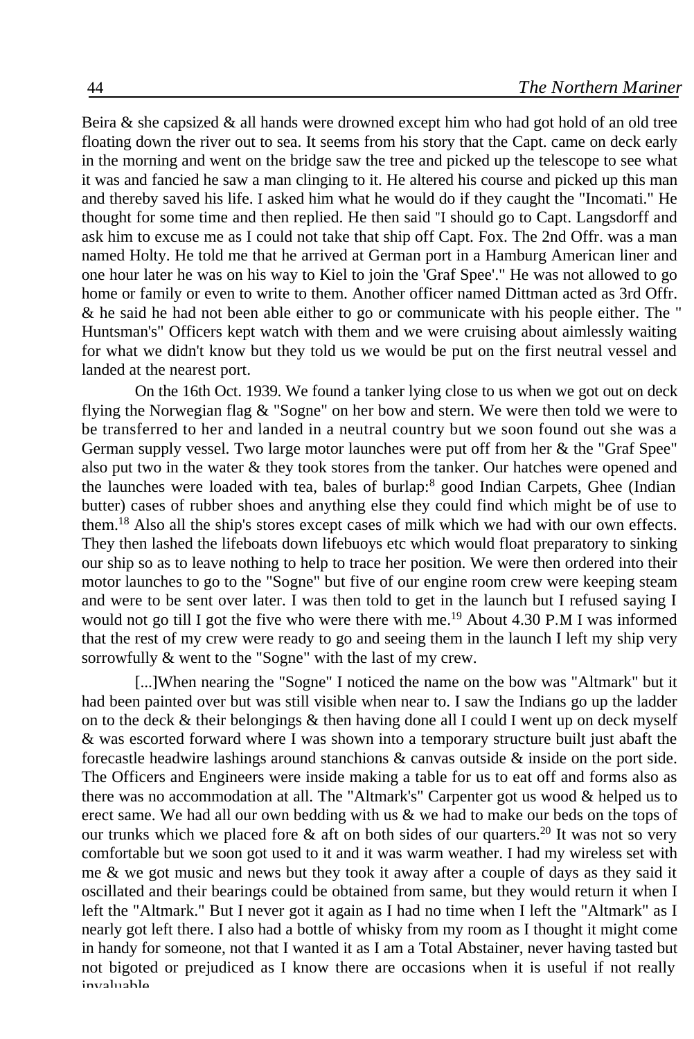Beira & she capsized & all hands were drowned except him who had got hold of an old tree floating down the river out to sea. It seems from his story that the Capt. came on deck early in the morning and went on the bridge saw the tree and picked up the telescope to see what it was and fancied he saw a man clinging to it. He altered his course and picked up this man and thereby saved his life. I asked him what he would do if they caught the "Incomati." He thought for some time and then replied. He then said "I should go to Capt. Langsdorff and ask him to excuse me as I could not take that ship off Capt. Fox. The 2nd Offr. was a man named Holty. He told me that he arrived at German port in a Hamburg American liner and one hour later he was on his way to Kiel to join the 'Graf Spee'." He was not allowed to go home or family or even to write to them. Another officer named Dittman acted as 3rd Offr. & he said he had not been able either to go or communicate with his people either. The " Huntsman's" Officers kept watch with them and we were cruising about aimlessly waiting for what we didn't know but they told us we would be put on the first neutral vessel and landed at the nearest port.

On the 16th Oct. 1939. We found a tanker lying close to us when we got out on deck flying the Norwegian flag & "Sogne" on her bow and stern. We were then told we were to be transferred to her and landed in a neutral country but we soon found out she was a German supply vessel. Two large motor launches were put off from her & the "Graf Spee" also put two in the water & they took stores from the tanker. Our hatches were opened and the launches were loaded with tea, bales of burlap:[8] good Indian Carpets, Ghee (Indian butter) cases of rubber shoes and anything else they could find which might be of use to them.[18] Also all the ship's stores except cases of milk which we had with our own effects. They then lashed the lifeboats down lifebuoys etc which would float preparatory to sinking our ship so as to leave nothing to help to trace her position. We were then ordered into their motor launches to go to the "Sogne" but five of our engine room crew were keeping steam and were to be sent over later. I was then told to get in the launch but I refused saying I would not go till I got the five who were there with me.[19] About 4.30 P.M I was informed that the rest of my crew were ready to go and seeing them in the launch I left my ship very sorrowfully & went to the "Sogne" with the last of my crew.

[...]When nearing the "Sogne" I noticed the name on the bow was "Altmark" but it had been painted over but was still visible when near to. I saw the Indians go up the ladder on to the deck & their belongings & then having done all I could I went up on deck myself & was escorted forward where I was shown into a temporary structure built just abaft the forecastle headwire lashings around stanchions & canvas outside & inside on the port side. The Officers and Engineers were inside making a table for us to eat off and forms also as there was no accommodation at all. The "Altmark's" Carpenter got us wood & helped us to erect same. We had all our own bedding with us & we had to make our beds on the tops of our trunks which we placed fore & aft on both sides of our quarters.[20] It was not so very comfortable but we soon got used to it and it was warm weather. I had my wireless set with me & we got music and news but they took it away after a couple of days as they said it oscillated and their bearings could be obtained from same, but they would return it when I left the "Altmark." But I never got it again as I had no time when I left the "Altmark" as I nearly got left there. I also had a bottle of whisky from my room as I thought it might come in handy for someone, not that I wanted it as I am a Total Abstainer, never having tasted but not bigoted or prejudiced as I know there are occasions when it is useful if not really invaluable.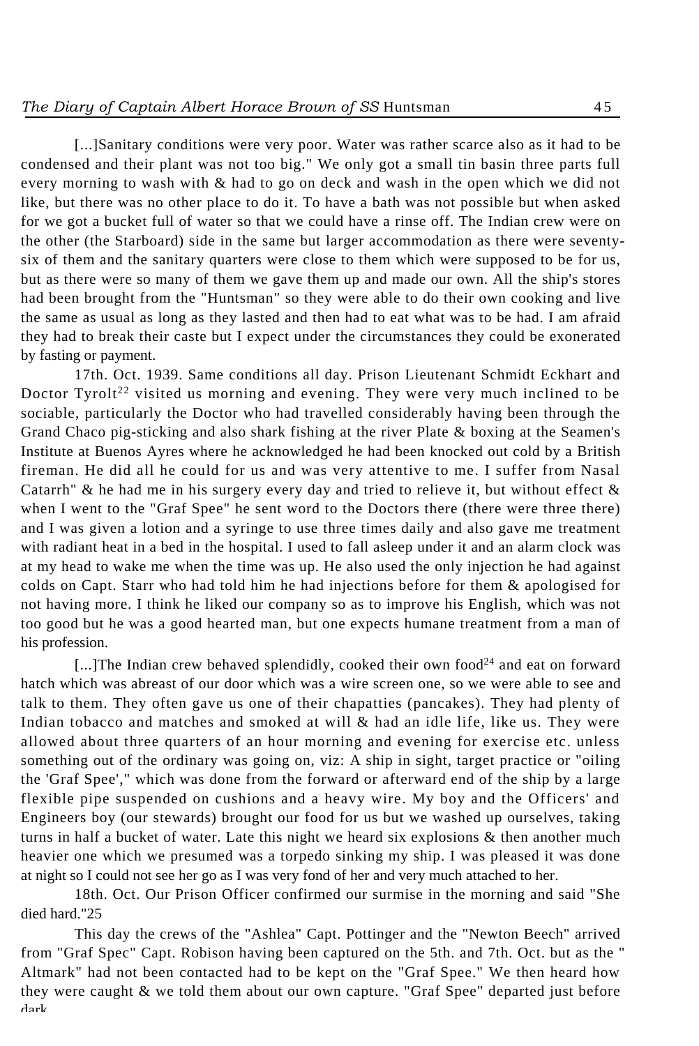[...]Sanitary conditions were very poor. Water was rather scarce also as it had to be condensed and their plant was not too big." We only got a small tin basin three parts full every morning to wash with & had to go on deck and wash in the open which we did not like, but there was no other place to do it. To have a bath was not possible but when asked for we got a bucket full of water so that we could have a rinse off. The Indian crew were on the other (the Starboard) side in the same but larger accommodation as there were seventy-six of them and the sanitary quarters were close to them which were supposed to be for us, but as there were so many of them we gave them up and made our own. All the ship's stores had been brought from the "Huntsman" so they were able to do their own cooking and live the same as usual as long as they lasted and then had to eat what was to be had. I am afraid they had to break their caste but I expect under the circumstances they could be exonerated by fasting or payment.

17th. Oct. 1939. Same conditions all day. Prison Lieutenant Schmidt Eckhart and Doctor Tyrolt[22] visited us morning and evening. They were very much inclined to be sociable, particularly the Doctor who had travelled considerably having been through the Grand Chaco pig-sticking and also shark fishing at the river Plate & boxing at the Seamen's Institute at Buenos Ayres where he acknowledged he had been knocked out cold by a British fireman. He did all he could for us and was very attentive to me. I suffer from Nasal Catarrh" & he had me in his surgery every day and tried to relieve it, but without effect & when I went to the "Graf Spee" he sent word to the Doctors there (there were three there) and I was given a lotion and a syringe to use three times daily and also gave me treatment with radiant heat in a bed in the hospital. I used to fall asleep under it and an alarm clock was at my head to wake me when the time was up. He also used the only injection he had against colds on Capt. Starr who had told him he had injections before for them & apologised for not having more. I think he liked our company so as to improve his English, which was not too good but he was a good hearted man, but one expects humane treatment from a man of his profession.

[...]The Indian crew behaved splendidly, cooked their own food[24] and eat on forward hatch which was abreast of our door which was a wire screen one, so we were able to see and talk to them. They often gave us one of their chapatties (pancakes). They had plenty of Indian tobacco and matches and smoked at will & had an idle life, like us. They were allowed about three quarters of an hour morning and evening for exercise etc. unless something out of the ordinary was going on, viz: A ship in sight, target practice or "oiling the 'Graf Spee'," which was done from the forward or afterward end of the ship by a large flexible pipe suspended on cushions and a heavy wire. My boy and the Officers' and Engineers boy (our stewards) brought our food for us but we washed up ourselves, taking turns in half a bucket of water. Late this night we heard six explosions & then another much heavier one which we presumed was a torpedo sinking my ship. I was pleased it was done at night so I could not see her go as I was very fond of her and very much attached to her.

18th. Oct. Our Prison Officer confirmed our surmise in the morning and said "She died hard."25

This day the crews of the "Ashlea" Capt. Pottinger and the "Newton Beech" arrived from "Graf Spec" Capt. Robison having been captured on the 5th. and 7th. Oct. but as the " Altmark" had not been contacted had to be kept on the "Graf Spee." We then heard how they were caught & we told them about our own capture. "Graf Spee" departed just before dark.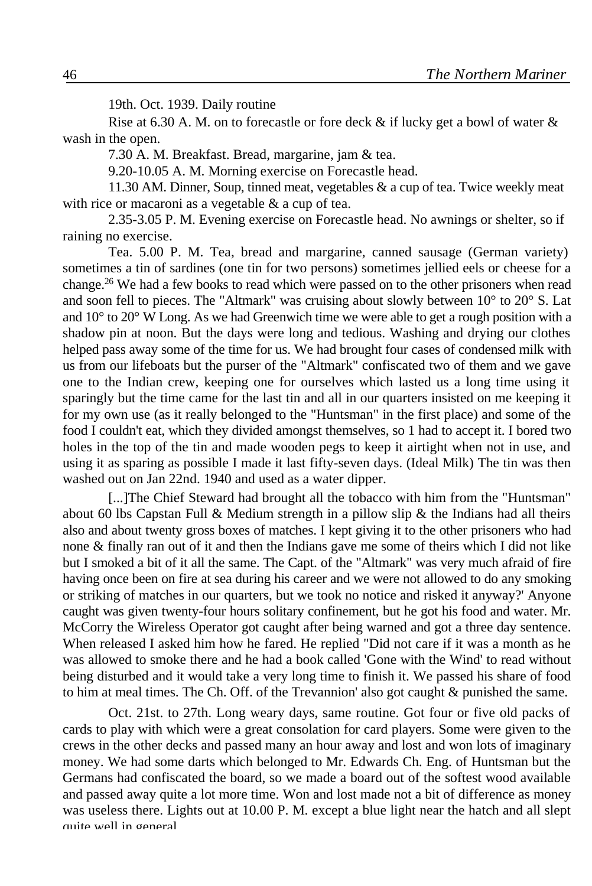19th. Oct. 1939. Daily routine

Rise at 6.30 A. M. on to forecastle or fore deck & if lucky get a bowl of water & wash in the open.

7.30 A. M. Breakfast. Bread, margarine, jam & tea.

9.20-10.05 A. M. Morning exercise on Forecastle head.

11.30 AM. Dinner, Soup, tinned meat, vegetables & a cup of tea. Twice weekly meat with rice or macaroni as a vegetable & a cup of tea.

2.35-3.05 P. M. Evening exercise on Forecastle head. No awnings or shelter, so if raining no exercise.

Tea. 5.00 P. M. Tea, bread and margarine, canned sausage (German variety) sometimes a tin of sardines (one tin for two persons) sometimes jellied eels or cheese for a change.[26] We had a few books to read which were passed on to the other prisoners when read and soon fell to pieces. The "Altmark" was cruising about slowly between 10° to 20° S. Lat and 10° to 20° W Long. As we had Greenwich time we were able to get a rough position with a shadow pin at noon. But the days were long and tedious. Washing and drying our clothes helped pass away some of the time for us. We had brought four cases of condensed milk with us from our lifeboats but the purser of the "Altmark" confiscated two of them and we gave one to the Indian crew, keeping one for ourselves which lasted us a long time using it sparingly but the time came for the last tin and all in our quarters insisted on me keeping it for my own use (as it really belonged to the "Huntsman" in the first place) and some of the food I couldn't eat, which they divided amongst themselves, so 1 had to accept it. I bored two holes in the top of the tin and made wooden pegs to keep it airtight when not in use, and using it as sparing as possible I made it last fifty-seven days. (Ideal Milk) The tin was then washed out on Jan 22nd. 1940 and used as a water dipper.

[...]The Chief Steward had brought all the tobacco with him from the "Huntsman" about 60 lbs Capstan Full & Medium strength in a pillow slip & the Indians had all theirs also and about twenty gross boxes of matches. I kept giving it to the other prisoners who had none & finally ran out of it and then the Indians gave me some of theirs which I did not like but I smoked a bit of it all the same. The Capt. of the "Altmark" was very much afraid of fire having once been on fire at sea during his career and we were not allowed to do any smoking or striking of matches in our quarters, but we took no notice and risked it anyway?' Anyone caught was given twenty-four hours solitary confinement, but he got his food and water. Mr. McCorry the Wireless Operator got caught after being warned and got a three day sentence. When released I asked him how he fared. He replied "Did not care if it was a month as he was allowed to smoke there and he had a book called 'Gone with the Wind' to read without being disturbed and it would take a very long time to finish it. We passed his share of food to him at meal times. The Ch. Off. of the Trevannion' also got caught & punished the same.

Oct. 21st. to 27th. Long weary days, same routine. Got four or five old packs of cards to play with which were a great consolation for card players. Some were given to the crews in the other decks and passed many an hour away and lost and won lots of imaginary money. We had some darts which belonged to Mr. Edwards Ch. Eng. of Huntsman but the Germans had confiscated the board, so we made a board out of the softest wood available and passed away quite a lot more time. Won and lost made not a bit of difference as money was useless there. Lights out at 10.00 P. M. except a blue light near the hatch and all slept quite well in general.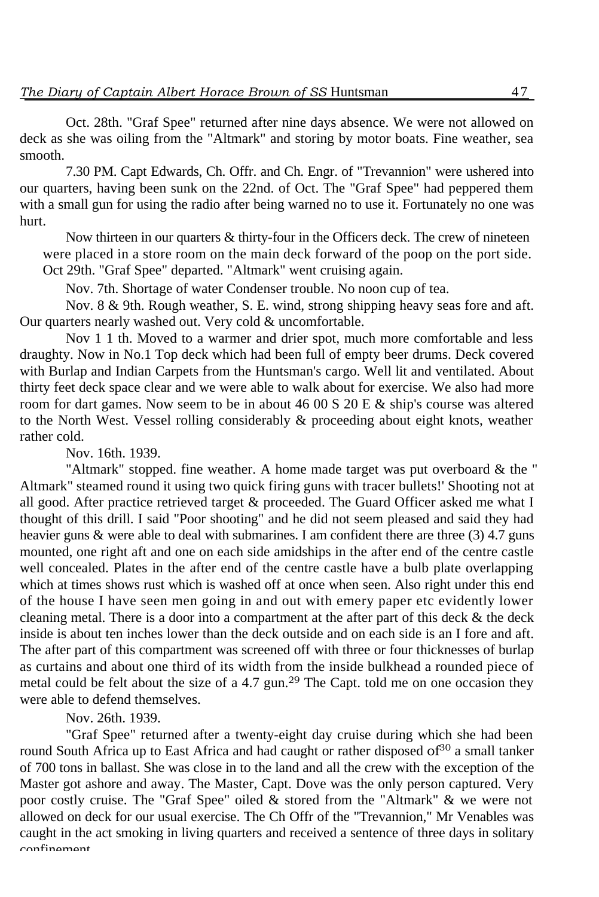Oct. 28th. "Graf Spee" returned after nine days absence. We were not allowed on deck as she was oiling from the "Altmark" and storing by motor boats. Fine weather, sea smooth.

7.30 PM. Capt Edwards, Ch. Offr. and Ch. Engr. of "Trevannion" were ushered into our quarters, having been sunk on the 22nd. of Oct. The "Graf Spee" had peppered them with a small gun for using the radio after being warned no to use it. Fortunately no one was hurt.

Now thirteen in our quarters & thirty-four in the Officers deck. The crew of nineteen were placed in a store room on the main deck forward of the poop on the port side.

Oct 29th. "Graf Spee" departed. "Altmark" went cruising again.

Nov. 7th. Shortage of water Condenser trouble. No noon cup of tea.

Nov. 8 & 9th. Rough weather, S. E. wind, strong shipping heavy seas fore and aft. Our quarters nearly washed out. Very cold & uncomfortable.

Nov 1 1 th. Moved to a warmer and drier spot, much more comfortable and less draughty. Now in No.1 Top deck which had been full of empty beer drums. Deck covered with Burlap and Indian Carpets from the Huntsman's cargo. Well lit and ventilated. About thirty feet deck space clear and we were able to walk about for exercise. We also had more room for dart games. Now seem to be in about 46 00 S 20 E & ship's course was altered to the North West. Vessel rolling considerably & proceeding about eight knots, weather rather cold.

Nov. 16th. 1939.

"Altmark" stopped. fine weather. A home made target was put overboard & the " Altmark" steamed round it using two quick firing guns with tracer bullets!' Shooting not at all good. After practice retrieved target & proceeded. The Guard Officer asked me what I thought of this drill. I said "Poor shooting" and he did not seem pleased and said they had heavier guns & were able to deal with submarines. I am confident there are three (3) 4.7 guns mounted, one right aft and one on each side amidships in the after end of the centre castle well concealed. Plates in the after end of the centre castle have a bulb plate overlapping which at times shows rust which is washed off at once when seen. Also right under this end of the house I have seen men going in and out with emery paper etc evidently lower cleaning metal. There is a door into a compartment at the after part of this deck & the deck inside is about ten inches lower than the deck outside and on each side is an I fore and aft. The after part of this compartment was screened off with three or four thicknesses of burlap as curtains and about one third of its width from the inside bulkhead a rounded piece of metal could be felt about the size of a 4.7 gun.[29] The Capt. told me on one occasion they were able to defend themselves.

Nov. 26th. 1939.

"Graf Spee" returned after a twenty-eight day cruise during which she had been round South Africa up to East Africa and had caught or rather disposed of[30] a small tanker of 700 tons in ballast. She was close in to the land and all the crew with the exception of the Master got ashore and away. The Master, Capt. Dove was the only person captured. Very poor costly cruise. The "Graf Spee" oiled & stored from the "Altmark" & we were not allowed on deck for our usual exercise. The Ch Offr of the "Trevannion," Mr Venables was caught in the act smoking in living quarters and received a sentence of three days in solitary confinement.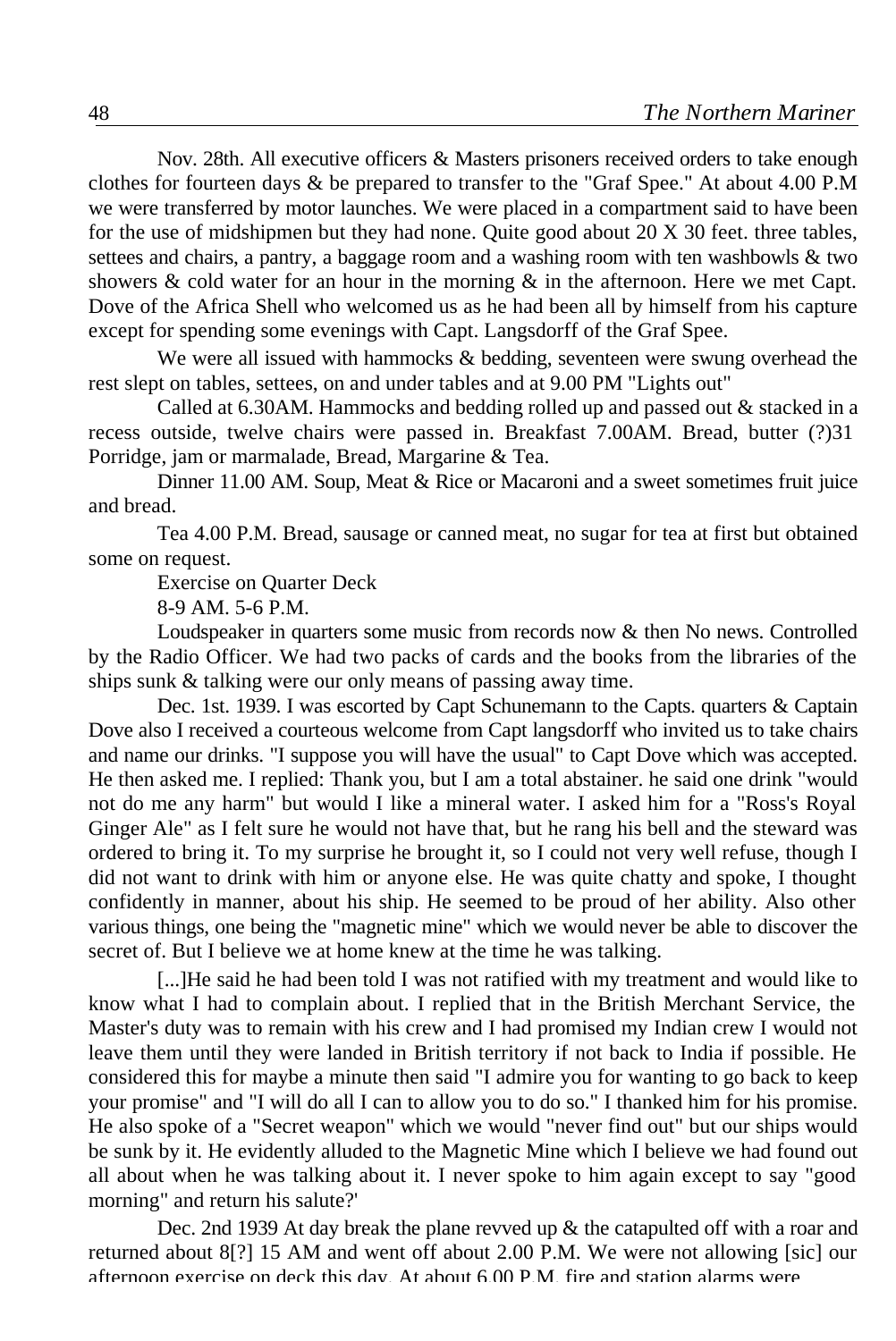Nov. 28th. All executive officers & Masters prisoners received orders to take enough clothes for fourteen days & be prepared to transfer to the "Graf Spee." At about 4.00 P.M we were transferred by motor launches. We were placed in a compartment said to have been for the use of midshipmen but they had none. Quite good about 20 X 30 feet. three tables, settees and chairs, a pantry, a baggage room and a washing room with ten washbowls & two showers & cold water for an hour in the morning & in the afternoon. Here we met Capt. Dove of the Africa Shell who welcomed us as he had been all by himself from his capture except for spending some evenings with Capt. Langsdorff of the Graf Spee.

We were all issued with hammocks & bedding, seventeen were swung overhead the rest slept on tables, settees, on and under tables and at 9.00 PM "Lights out"

Called at 6.30AM. Hammocks and bedding rolled up and passed out & stacked in a recess outside, twelve chairs were passed in. Breakfast 7.00AM. Bread, butter (?)31 Porridge, jam or marmalade, Bread, Margarine & Tea.

Dinner 11.00 AM. Soup, Meat & Rice or Macaroni and a sweet sometimes fruit juice and bread.

Tea 4.00 P.M. Bread, sausage or canned meat, no sugar for tea at first but obtained some on request.

Exercise on Quarter Deck

8-9 AM. 5-6 P.M.

Loudspeaker in quarters some music from records now & then No news. Controlled by the Radio Officer. We had two packs of cards and the books from the libraries of the ships sunk & talking were our only means of passing away time.

Dec. 1st. 1939. I was escorted by Capt Schunemann to the Capts. quarters & Captain Dove also I received a courteous welcome from Capt langsdorff who invited us to take chairs and name our drinks. "I suppose you will have the usual" to Capt Dove which was accepted. He then asked me. I replied: Thank you, but I am a total abstainer. he said one drink "would not do me any harm" but would I like a mineral water. I asked him for a "Ross's Royal Ginger Ale" as I felt sure he would not have that, but he rang his bell and the steward was ordered to bring it. To my surprise he brought it, so I could not very well refuse, though I did not want to drink with him or anyone else. He was quite chatty and spoke, I thought confidently in manner, about his ship. He seemed to be proud of her ability. Also other various things, one being the "magnetic mine" which we would never be able to discover the secret of. But I believe we at home knew at the time he was talking.

[...]He said he had been told I was not ratified with my treatment and would like to know what I had to complain about. I replied that in the British Merchant Service, the Master's duty was to remain with his crew and I had promised my Indian crew I would not leave them until they were landed in British territory if not back to India if possible. He considered this for maybe a minute then said "I admire you for wanting to go back to keep your promise" and "I will do all I can to allow you to do so." I thanked him for his promise. He also spoke of a "Secret weapon" which we would "never find out" but our ships would be sunk by it. He evidently alluded to the Magnetic Mine which I believe we had found out all about when he was talking about it. I never spoke to him again except to say "good morning" and return his salute?'

Dec. 2nd 1939 At day break the plane revved up & the catapulted off with a roar and returned about 8[?] 15 AM and went off about 2.00 P.M. We were not allowing [sic] our afternoon exercise on deck this day. At about 6.00 P.M. fire and station alarms were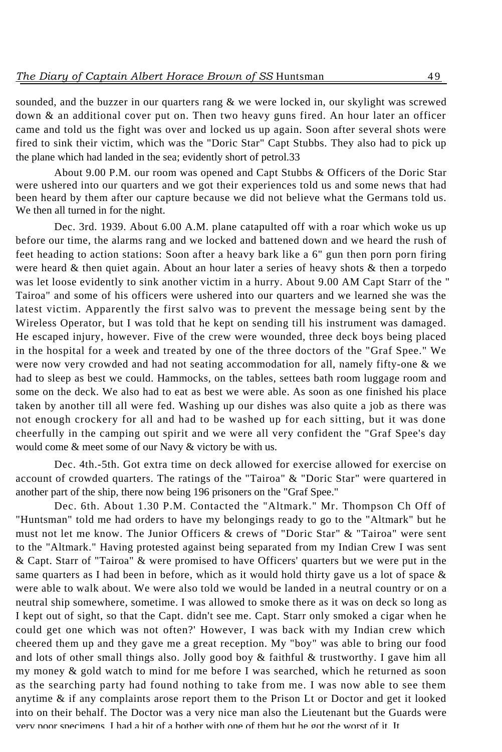sounded, and the buzzer in our quarters rang & we were locked in, our skylight was screwed down & an additional cover put on. Then two heavy guns fired. An hour later an officer came and told us the fight was over and locked us up again. Soon after several shots were fired to sink their victim, which was the "Doric Star" Capt Stubbs. They also had to pick up the plane which had landed in the sea; evidently short of petrol.33

About 9.00 P.M. our room was opened and Capt Stubbs & Officers of the Doric Star were ushered into our quarters and we got their experiences told us and some news that had been heard by them after our capture because we did not believe what the Germans told us. We then all turned in for the night.

Dec. 3rd. 1939. About 6.00 A.M. plane catapulted off with a roar which woke us up before our time, the alarms rang and we locked and battened down and we heard the rush of feet heading to action stations: Soon after a heavy bark like a 6" gun then porn porn firing were heard & then quiet again. About an hour later a series of heavy shots & then a torpedo was let loose evidently to sink another victim in a hurry. About 9.00 AM Capt Starr of the " Tairoa" and some of his officers were ushered into our quarters and we learned she was the latest victim. Apparently the first salvo was to prevent the message being sent by the Wireless Operator, but I was told that he kept on sending till his instrument was damaged. He escaped injury, however. Five of the crew were wounded, three deck boys being placed in the hospital for a week and treated by one of the three doctors of the "Graf Spee." We were now very crowded and had not seating accommodation for all, namely fifty-one & we had to sleep as best we could. Hammocks, on the tables, settees bath room luggage room and some on the deck. We also had to eat as best we were able. As soon as one finished his place taken by another till all were fed. Washing up our dishes was also quite a job as there was not enough crockery for all and had to be washed up for each sitting, but it was done cheerfully in the camping out spirit and we were all very confident the "Graf Spee's day would come & meet some of our Navy & victory be with us.

Dec. 4th.-5th. Got extra time on deck allowed for exercise allowed for exercise on account of crowded quarters. The ratings of the "Tairoa" & "Doric Star" were quartered in another part of the ship, there now being 196 prisoners on the "Graf Spee."

Dec. 6th. About 1.30 P.M. Contacted the "Altmark." Mr. Thompson Ch Off of "Huntsman" told me had orders to have my belongings ready to go to the "Altmark" but he must not let me know. The Junior Officers & crews of "Doric Star" & "Tairoa" were sent to the "Altmark." Having protested against being separated from my Indian Crew I was sent & Capt. Starr of "Tairoa" & were promised to have Officers' quarters but we were put in the same quarters as I had been in before, which as it would hold thirty gave us a lot of space & were able to walk about. We were also told we would be landed in a neutral country or on a neutral ship somewhere, sometime. I was allowed to smoke there as it was on deck so long as I kept out of sight, so that the Capt. didn't see me. Capt. Starr only smoked a cigar when he could get one which was not often?' However, I was back with my Indian crew which cheered them up and they gave me a great reception. My "boy" was able to bring our food and lots of other small things also. Jolly good boy & faithful & trustworthy. I gave him all my money & gold watch to mind for me before I was searched, which he returned as soon as the searching party had found nothing to take from me. I was now able to see them anytime & if any complaints arose report them to the Prison Lt or Doctor and get it looked into on their behalf. The Doctor was a very nice man also the Lieutenant but the Guards were very poor specimens. I had a bit of a bother with one of them but he got the worst of it. It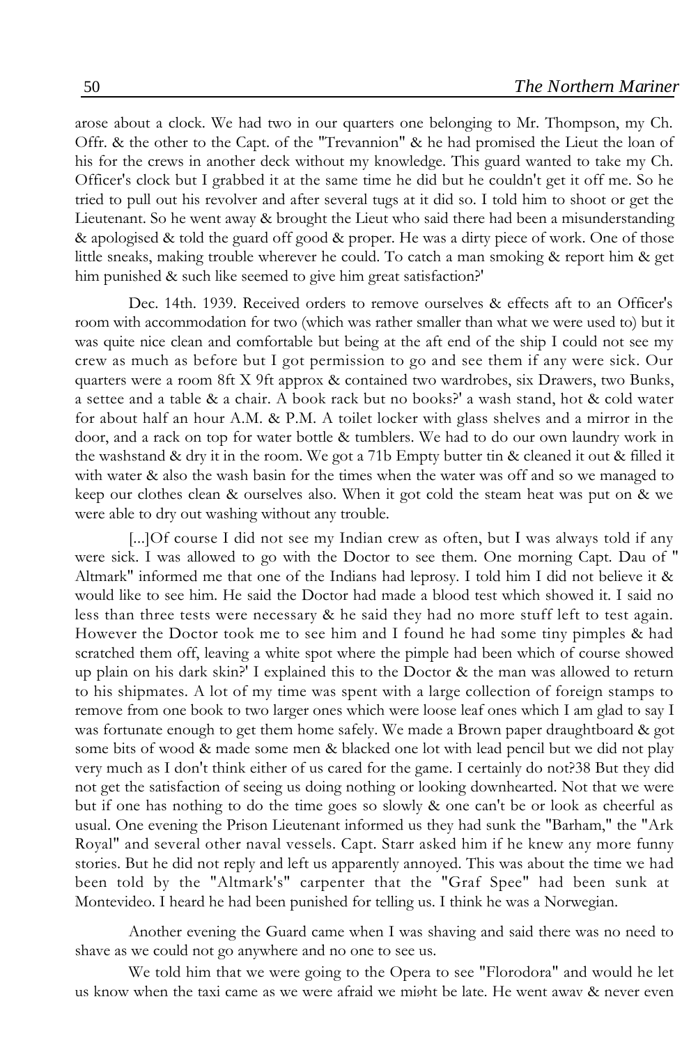arose about a clock. We had two in our quarters one belonging to Mr. Thompson, my Ch. Offr. & the other to the Capt. of the "Trevannion" & he had promised the Lieut the loan of his for the crews in another deck without my knowledge. This guard wanted to take my Ch. Officer's clock but I grabbed it at the same time he did but he couldn't get it off me. So he tried to pull out his revolver and after several tugs at it did so. I told him to shoot or get the Lieutenant. So he went away & brought the Lieut who said there had been a misunderstanding & apologised & told the guard off good & proper. He was a dirty piece of work. One of those little sneaks, making trouble wherever he could. To catch a man smoking & report him & get him punished & such like seemed to give him great satisfaction?'

Dec. 14th. 1939. Received orders to remove ourselves & effects aft to an Officer's room with accommodation for two (which was rather smaller than what we were used to) but it was quite nice clean and comfortable but being at the aft end of the ship I could not see my crew as much as before but I got permission to go and see them if any were sick. Our quarters were a room 8ft X 9ft approx & contained two wardrobes, six Drawers, two Bunks, a settee and a table & a chair. A book rack but no books?' a wash stand, hot & cold water for about half an hour A.M. & P.M. A toilet locker with glass shelves and a mirror in the door, and a rack on top for water bottle & tumblers. We had to do our own laundry work in the washstand & dry it in the room. We got a 71b Empty butter tin & cleaned it out & filled it with water & also the wash basin for the times when the water was off and so we managed to keep our clothes clean & ourselves also. When it got cold the steam heat was put on & we were able to dry out washing without any trouble.

[...]Of course I did not see my Indian crew as often, but I was always told if any were sick. I was allowed to go with the Doctor to see them. One morning Capt. Dau of " Altmark" informed me that one of the Indians had leprosy. I told him I did not believe it & would like to see him. He said the Doctor had made a blood test which showed it. I said no less than three tests were necessary & he said they had no more stuff left to test again. However the Doctor took me to see him and I found he had some tiny pimples & had scratched them off, leaving a white spot where the pimple had been which of course showed up plain on his dark skin?' I explained this to the Doctor & the man was allowed to return to his shipmates. A lot of my time was spent with a large collection of foreign stamps to remove from one book to two larger ones which were loose leaf ones which I am glad to say I was fortunate enough to get them home safely. We made a Brown paper draughtboard & got some bits of wood & made some men & blacked one lot with lead pencil but we did not play very much as I don't think either of us cared for the game. I certainly do not?38 But they did not get the satisfaction of seeing us doing nothing or looking downhearted. Not that we were but if one has nothing to do the time goes so slowly & one can't be or look as cheerful as usual. One evening the Prison Lieutenant informed us they had sunk the "Barham," the "Ark Royal" and several other naval vessels. Capt. Starr asked him if he knew any more funny stories. But he did not reply and left us apparently annoyed. This was about the time we had been told by the "Altmark's" carpenter that the "Graf Spee" had been sunk at Montevideo. I heard he had been punished for telling us. I think he was a Norwegian.

Another evening the Guard came when I was shaving and said there was no need to shave as we could not go anywhere and no one to see us.

We told him that we were going to the Opera to see "Florodora" and would he let us know when the taxi came as we were afraid we might be late. He went away & never even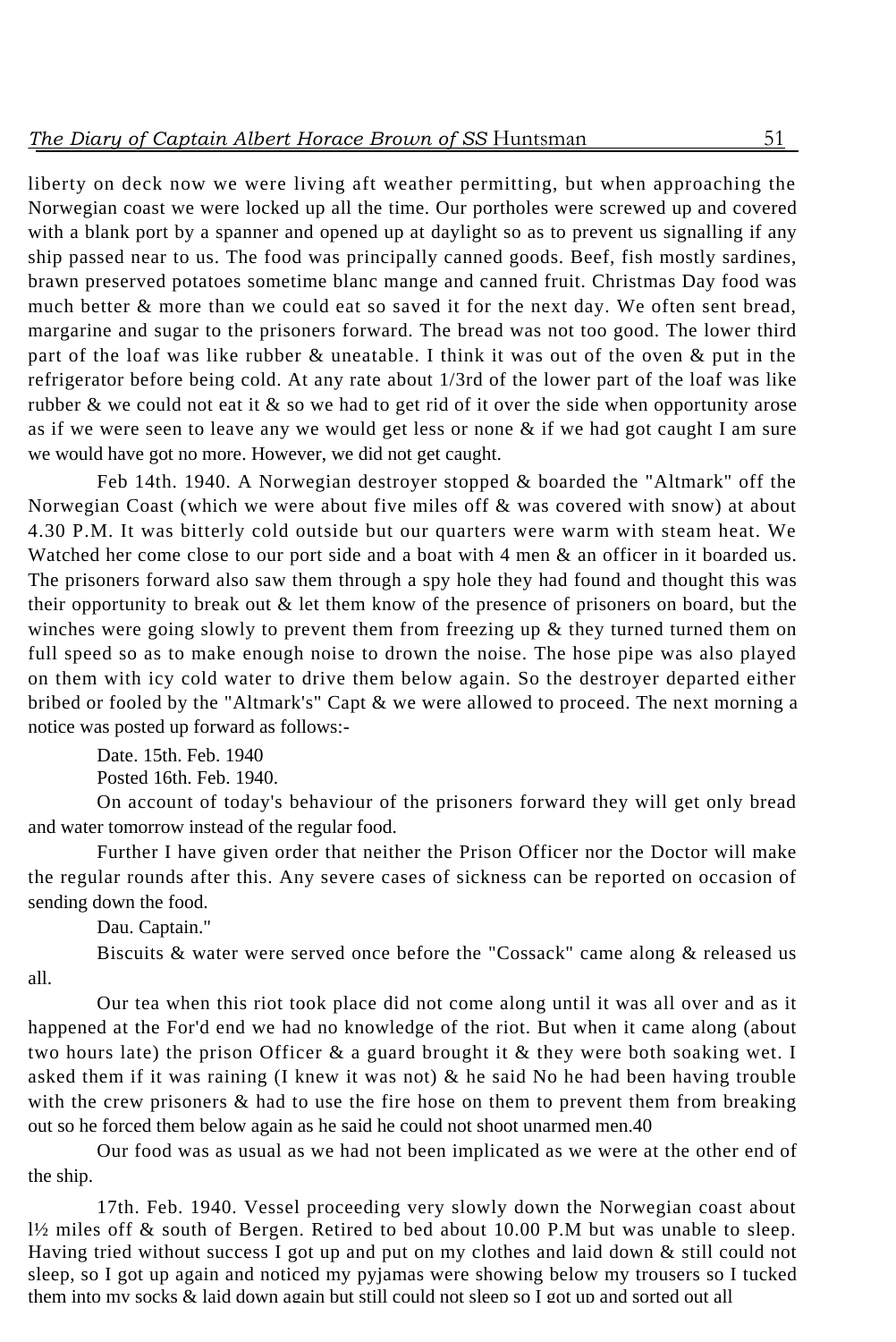liberty on deck now we were living aft weather permitting, but when approaching the Norwegian coast we were locked up all the time. Our portholes were screwed up and covered with a blank port by a spanner and opened up at daylight so as to prevent us signalling if any ship passed near to us. The food was principally canned goods. Beef, fish mostly sardines, brawn preserved potatoes sometime blanc mange and canned fruit. Christmas Day food was much better & more than we could eat so saved it for the next day. We often sent bread, margarine and sugar to the prisoners forward. The bread was not too good. The lower third part of the loaf was like rubber & uneatable. I think it was out of the oven & put in the refrigerator before being cold. At any rate about 1/3rd of the lower part of the loaf was like rubber & we could not eat it & so we had to get rid of it over the side when opportunity arose as if we were seen to leave any we would get less or none & if we had got caught I am sure we would have got no more. However, we did not get caught.

Feb 14th. 1940. A Norwegian destroyer stopped & boarded the "Altmark" off the Norwegian Coast (which we were about five miles off & was covered with snow) at about 4.30 P.M. It was bitterly cold outside but our quarters were warm with steam heat. We Watched her come close to our port side and a boat with 4 men & an officer in it boarded us. The prisoners forward also saw them through a spy hole they had found and thought this was their opportunity to break out & let them know of the presence of prisoners on board, but the winches were going slowly to prevent them from freezing up & they turned turned them on full speed so as to make enough noise to drown the noise. The hose pipe was also played on them with icy cold water to drive them below again. So the destroyer departed either bribed or fooled by the "Altmark's" Capt & we were allowed to proceed. The next morning a notice was posted up forward as follows:-

Date. 15th. Feb. 1940

Posted 16th. Feb. 1940.

On account of today's behaviour of the prisoners forward they will get only bread and water tomorrow instead of the regular food.

Further I have given order that neither the Prison Officer nor the Doctor will make the regular rounds after this. Any severe cases of sickness can be reported on occasion of sending down the food.

Dau. Captain."

Biscuits & water were served once before the "Cossack" came along & released us all.

Our tea when this riot took place did not come along until it was all over and as it happened at the For'd end we had no knowledge of the riot. But when it came along (about two hours late) the prison Officer & a guard brought it & they were both soaking wet. I asked them if it was raining (I knew it was not) & he said No he had been having trouble with the crew prisoners & had to use the fire hose on them to prevent them from breaking out so he forced them below again as he said he could not shoot unarmed men.40

Our food was as usual as we had not been implicated as we were at the other end of the ship.

17th. Feb. 1940. Vessel proceeding very slowly down the Norwegian coast about 1½ miles off & south of Bergen. Retired to bed about 10.00 P.M but was unable to sleep. Having tried without success I got up and put on my clothes and laid down & still could not sleep, so I got up again and noticed my pyjamas were showing below my trousers so I tucked them into my socks & laid down again but still could not sleep so I got up and sorted out all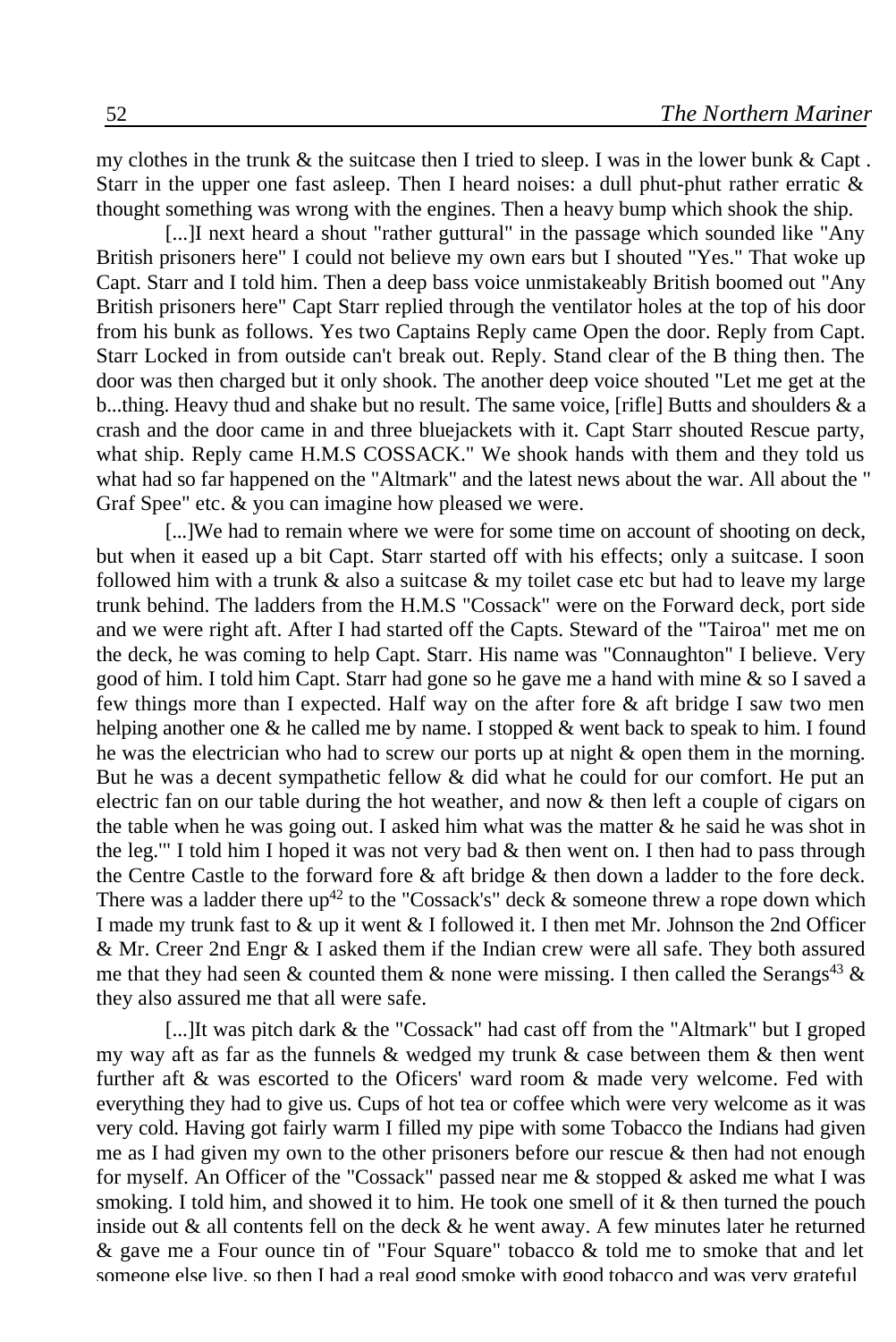my clothes in the trunk & the suitcase then I tried to sleep. I was in the lower bunk & Capt . Starr in the upper one fast asleep. Then I heard noises: a dull phut-phut rather erratic & thought something was wrong with the engines. Then a heavy bump which shook the ship.

[...]I next heard a shout "rather guttural" in the passage which sounded like "Any British prisoners here" I could not believe my own ears but I shouted "Yes." That woke up Capt. Starr and I told him. Then a deep bass voice unmistakeably British boomed out "Any British prisoners here" Capt Starr replied through the ventilator holes at the top of his door from his bunk as follows. Yes two Captains Reply came Open the door. Reply from Capt. Starr Locked in from outside can't break out. Reply. Stand clear of the B thing then. The door was then charged but it only shook. The another deep voice shouted "Let me get at the b...thing. Heavy thud and shake but no result. The same voice, [rifle] Butts and shoulders & a crash and the door came in and three bluejackets with it. Capt Starr shouted Rescue party, what ship. Reply came H.M.S COSSACK." We shook hands with them and they told us what had so far happened on the "Altmark" and the latest news about the war. All about the " Graf Spee" etc. & you can imagine how pleased we were.

[...]We had to remain where we were for some time on account of shooting on deck, but when it eased up a bit Capt. Starr started off with his effects; only a suitcase. I soon followed him with a trunk & also a suitcase & my toilet case etc but had to leave my large trunk behind. The ladders from the H.M.S "Cossack" were on the Forward deck, port side and we were right aft. After I had started off the Capts. Steward of the "Tairoa" met me on the deck, he was coming to help Capt. Starr. His name was "Connaughton" I believe. Very good of him. I told him Capt. Starr had gone so he gave me a hand with mine & so I saved a few things more than I expected. Half way on the after fore & aft bridge I saw two men helping another one & he called me by name. I stopped & went back to speak to him. I found he was the electrician who had to screw our ports up at night & open them in the morning. But he was a decent sympathetic fellow & did what he could for our comfort. He put an electric fan on our table during the hot weather, and now & then left a couple of cigars on the table when he was going out. I asked him what was the matter & he said he was shot in the leg.'" I told him I hoped it was not very bad & then went on. I then had to pass through the Centre Castle to the forward fore & aft bridge & then down a ladder to the fore deck. There was a ladder there up[42] to the "Cossack's" deck & someone threw a rope down which I made my trunk fast to & up it went & I followed it. I then met Mr. Johnson the 2nd Officer & Mr. Creer 2nd Engr & I asked them if the Indian crew were all safe. They both assured me that they had seen & counted them & none were missing. I then called the Serangs[43] & they also assured me that all were safe.

[...]It was pitch dark & the "Cossack" had cast off from the "Altmark" but I groped my way aft as far as the funnels & wedged my trunk & case between them & then went further aft & was escorted to the Oficers' ward room & made very welcome. Fed with everything they had to give us. Cups of hot tea or coffee which were very welcome as it was very cold. Having got fairly warm I filled my pipe with some Tobacco the Indians had given me as I had given my own to the other prisoners before our rescue & then had not enough for myself. An Officer of the "Cossack" passed near me & stopped & asked me what I was smoking. I told him, and showed it to him. He took one smell of it & then turned the pouch inside out & all contents fell on the deck & he went away. A few minutes later he returned & gave me a Four ounce tin of "Four Square" tobacco & told me to smoke that and let someone else live, so then I had a real good smoke with good tobacco and was very grateful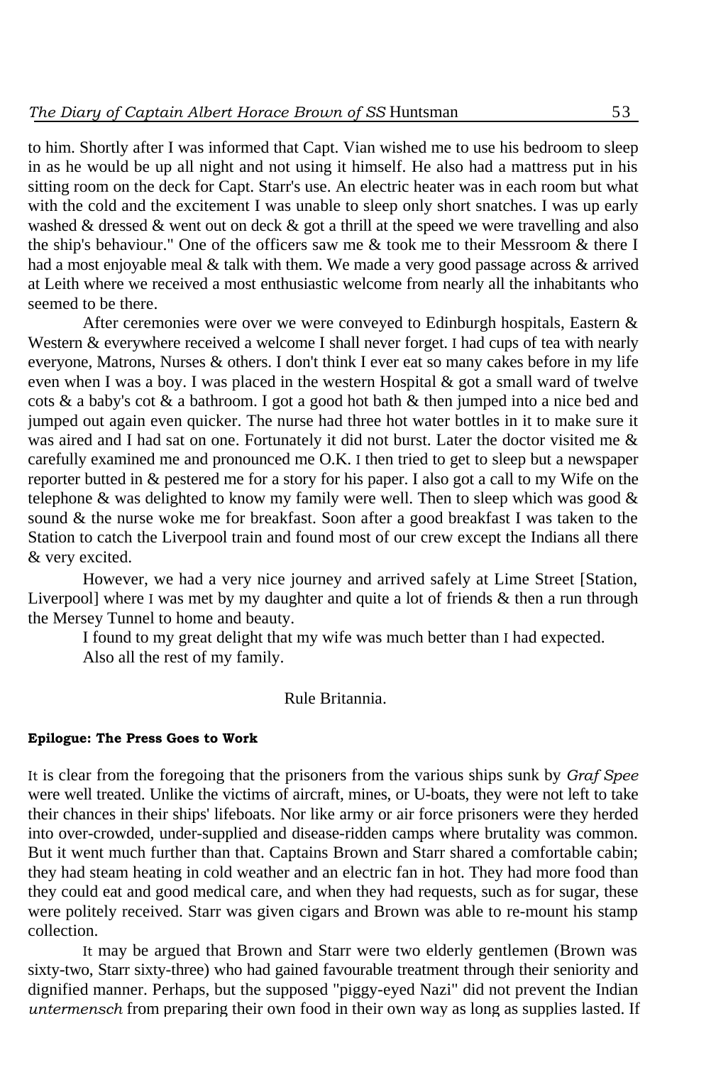to him. Shortly after I was informed that Capt. Vian wished me to use his bedroom to sleep in as he would be up all night and not using it himself. He also had a mattress put in his sitting room on the deck for Capt. Starr's use. An electric heater was in each room but what with the cold and the excitement I was unable to sleep only short snatches. I was up early washed & dressed & went out on deck & got a thrill at the speed we were travelling and also the ship's behaviour." One of the officers saw me & took me to their Messroom & there I had a most enjoyable meal & talk with them. We made a very good passage across & arrived at Leith where we received a most enthusiastic welcome from nearly all the inhabitants who seemed to be there.

After ceremonies were over we were conveyed to Edinburgh hospitals, Eastern & Western & everywhere received a welcome I shall never forget. I had cups of tea with nearly everyone, Matrons, Nurses & others. I don't think I ever eat so many cakes before in my life even when I was a boy. I was placed in the western Hospital & got a small ward of twelve cots & a baby's cot & a bathroom. I got a good hot bath & then jumped into a nice bed and jumped out again even quicker. The nurse had three hot water bottles in it to make sure it was aired and I had sat on one. Fortunately it did not burst. Later the doctor visited me & carefully examined me and pronounced me O.K. I then tried to get to sleep but a newspaper reporter butted in & pestered me for a story for his paper. I also got a call to my Wife on the telephone & was delighted to know my family were well. Then to sleep which was good & sound & the nurse woke me for breakfast. Soon after a good breakfast I was taken to the Station to catch the Liverpool train and found most of our crew except the Indians all there & very excited.

However, we had a very nice journey and arrived safely at Lime Street [Station, Liverpool] where I was met by my daughter and quite a lot of friends & then a run through the Mersey Tunnel to home and beauty.

I found to my great delight that my wife was much better than I had expected.

Also all the rest of my family.

Rule Britannia.

#### Epilogue: The Press Goes to Work

It is clear from the foregoing that the prisoners from the various ships sunk by *Graf Spee* were well treated. Unlike the victims of aircraft, mines, or U-boats, they were not left to take their chances in their ships' lifeboats. Nor like army or air force prisoners were they herded into over-crowded, under-supplied and disease-ridden camps where brutality was common. But it went much further than that. Captains Brown and Starr shared a comfortable cabin; they had steam heating in cold weather and an electric fan in hot. They had more food than they could eat and good medical care, and when they had requests, such as for sugar, these were politely received. Starr was given cigars and Brown was able to re-mount his stamp collection.

It may be argued that Brown and Starr were two elderly gentlemen (Brown was sixty-two, Starr sixty-three) who had gained favourable treatment through their seniority and dignified manner. Perhaps, but the supposed "piggy-eyed Nazi" did not prevent the Indian *untermensch* from preparing their own food in their own way as long as supplies lasted. If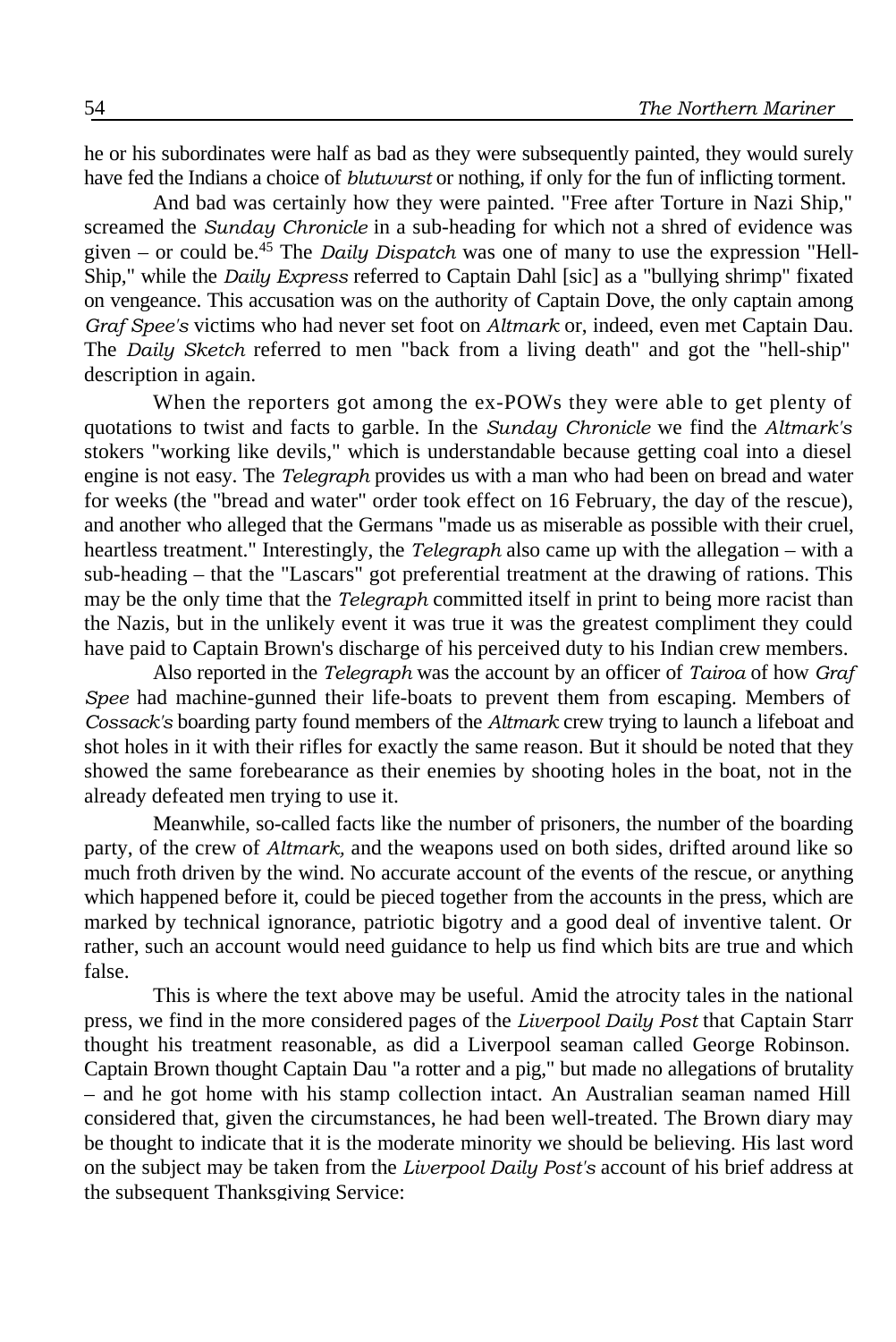he or his subordinates were half as bad as they were subsequently painted, they would surely have fed the Indians a choice of *blutwurst* or nothing, if only for the fun of inflicting torment.

And bad was certainly how they were painted. "Free after Torture in Nazi Ship," screamed the *Sunday Chronicle* in a sub-heading for which not a shred of evidence was given – or could be.[45] The *Daily Dispatch* was one of many to use the expression "Hell-Ship," while the *Daily Express* referred to Captain Dahl [sic] as a "bullying shrimp" fixated on vengeance. This accusation was on the authority of Captain Dove, the only captain among *Graf Spee's* victims who had never set foot on *Altmark* or, indeed, even met Captain Dau. The *Daily Sketch* referred to men "back from a living death" and got the "hell-ship" description in again.

When the reporters got among the ex-POWs they were able to get plenty of quotations to twist and facts to garble. In the *Sunday Chronicle* we find the *Altmark's* stokers "working like devils," which is understandable because getting coal into a diesel engine is not easy. The *Telegraph* provides us with a man who had been on bread and water for weeks (the "bread and water" order took effect on 16 February, the day of the rescue), and another who alleged that the Germans "made us as miserable as possible with their cruel, heartless treatment." Interestingly, the *Telegraph* also came up with the allegation – with a sub-heading – that the "Lascars" got preferential treatment at the drawing of rations. This may be the only time that the *Telegraph* committed itself in print to being more racist than the Nazis, but in the unlikely event it was true it was the greatest compliment they could have paid to Captain Brown's discharge of his perceived duty to his Indian crew members.

Also reported in the *Telegraph* was the account by an officer of *Tairoa* of how *Graf Spee* had machine-gunned their life-boats to prevent them from escaping. Members of *Cossack's* boarding party found members of the *Altmark* crew trying to launch a lifeboat and shot holes in it with their rifles for exactly the same reason. But it should be noted that they showed the same forebearance as their enemies by shooting holes in the boat, not in the already defeated men trying to use it.

Meanwhile, so-called facts like the number of prisoners, the number of the boarding party, of the crew of *Altmark,* and the weapons used on both sides, drifted around like so much froth driven by the wind. No accurate account of the events of the rescue, or anything which happened before it, could be pieced together from the accounts in the press, which are marked by technical ignorance, patriotic bigotry and a good deal of inventive talent. Or rather, such an account would need guidance to help us find which bits are true and which false.

This is where the text above may be useful. Amid the atrocity tales in the national press, we find in the more considered pages of the *Liverpool Daily Post* that Captain Starr thought his treatment reasonable, as did a Liverpool seaman called George Robinson. Captain Brown thought Captain Dau "a rotter and a pig," but made no allegations of brutality – and he got home with his stamp collection intact. An Australian seaman named Hill considered that, given the circumstances, he had been well-treated. The Brown diary may be thought to indicate that it is the moderate minority we should be believing. His last word on the subject may be taken from the *Liverpool Daily Post's* account of his brief address at the subsequent Thanksgiving Service: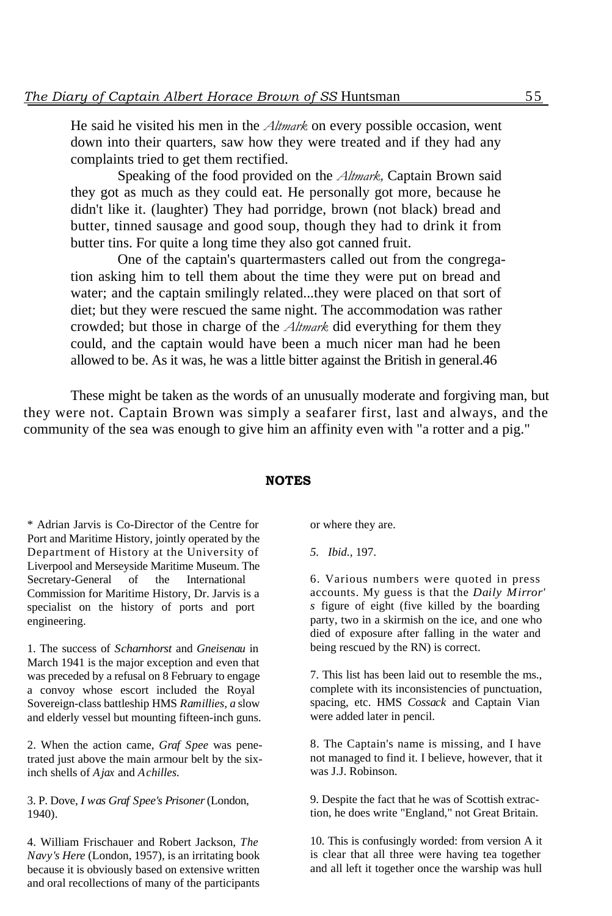He said he visited his men in the *Altmark* on every possible occasion, went down into their quarters, saw how they were treated and if they had any complaints tried to get them rectified.

Speaking of the food provided on the *Altmark,* Captain Brown said they got as much as they could eat. He personally got more, because he didn't like it. (laughter) They had porridge, brown (not black) bread and butter, tinned sausage and good soup, though they had to drink it from butter tins. For quite a long time they also got canned fruit.

One of the captain's quartermasters called out from the congregation asking him to tell them about the time they were put on bread and water; and the captain smilingly related...they were placed on that sort of diet; but they were rescued the same night. The accommodation was rather crowded; but those in charge of the *Altmark* did everything for them they could, and the captain would have been a much nicer man had he been allowed to be. As it was, he was a little bitter against the British in general.46

These might be taken as the words of an unusually moderate and forgiving man, but they were not. Captain Brown was simply a seafarer first, last and always, and the community of the sea was enough to give him an affinity even with "a rotter and a pig."

## NOTES

* Adrian Jarvis is Co-Director of the Centre for Port and Maritime History, jointly operated by the Department of History at the University of Liverpool and Merseyside Maritime Museum. The Secretary-General of the International Commission for Maritime History, Dr. Jarvis is a specialist on the history of ports and port engineering.

1. The success of *Scharnhorst* and *Gneisenau* in March 1941 is the major exception and even that was preceded by a refusal on 8 February to engage a convoy whose escort included the Royal Sovereign-class battleship HMS *Ramillies, a* slow and elderly vessel but mounting fifteen-inch guns.

2. When the action came, *Graf Spee* was penetrated just above the main armour belt by the six-inch shells of *Ajax* and *Achilles.*

3. P. Dove, *I was Graf Spee's Prisoner* (London, 1940).

4. William Frischauer and Robert Jackson, *The Navy's Here* (London, 1957), is an irritating book because it is obviously based on extensive written and oral recollections of many of the participants or where they are.

5. *Ibid.,* 197.

6. Various numbers were quoted in press accounts. My guess is that the *Daily Mirror's* figure of eight (five killed by the boarding party, two in a skirmish on the ice, and one who died of exposure after falling in the water and being rescued by the RN) is correct.

7. This list has been laid out to resemble the ms., complete with its inconsistencies of punctuation, spacing, etc. HMS *Cossack* and Captain Vian were added later in pencil.

8. The Captain's name is missing, and I have not managed to find it. I believe, however, that it was J.J. Robinson.

9. Despite the fact that he was of Scottish extraction, he does write "England," not Great Britain.

10. This is confusingly worded: from version A it is clear that all three were having tea together and all left it together once the warship was hull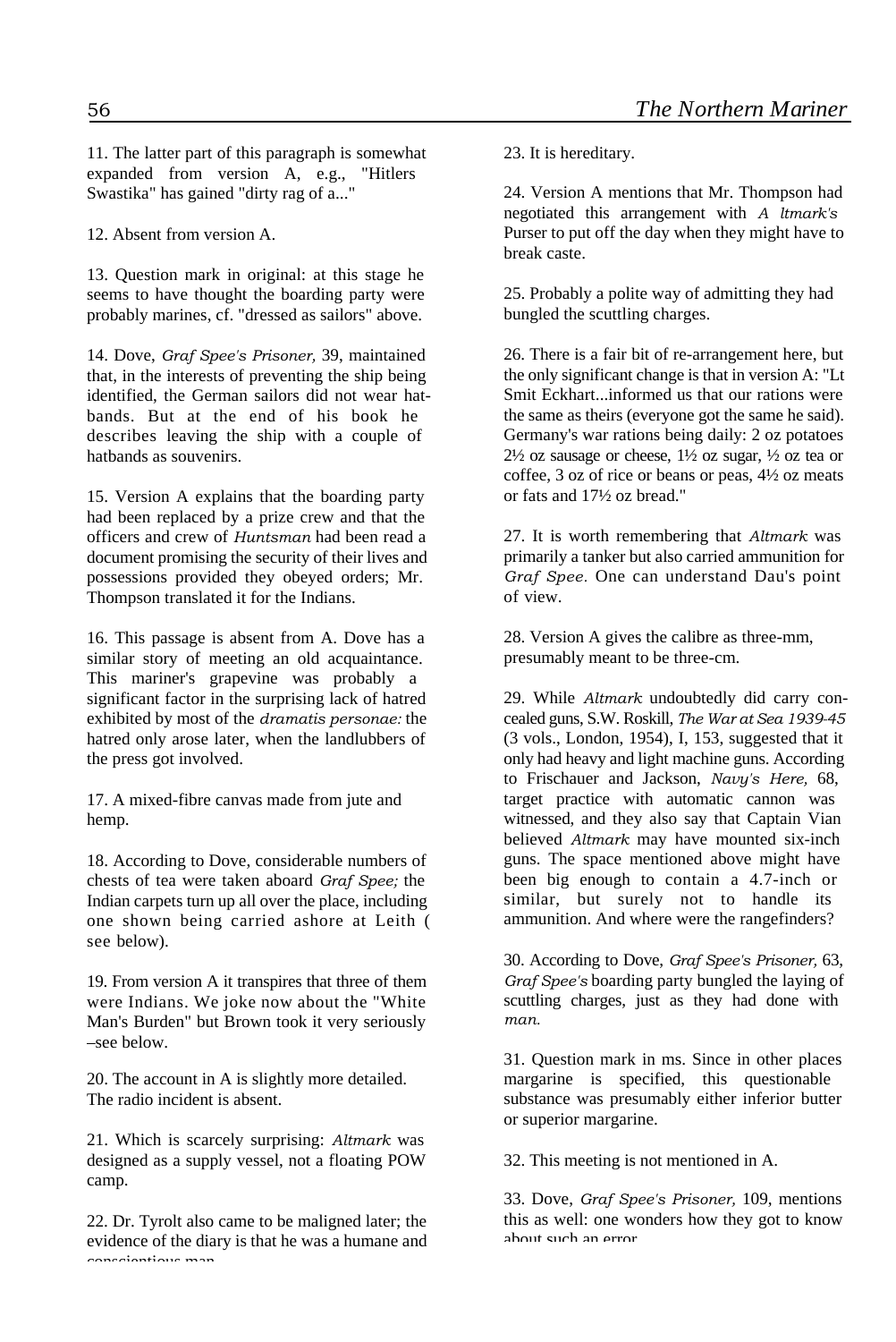11. The latter part of this paragraph is somewhat expanded from version A, e.g., "Hitlers Swastika" has gained "dirty rag of a..."

12. Absent from version A.

13. Question mark in original: at this stage he seems to have thought the boarding party were probably marines, cf. "dressed as sailors" above.

14. Dove, *Graf Spee's Prisoner,* 39, maintained that, in the interests of preventing the ship being identified, the German sailors did not wear hat-bands. But at the end of his book he describes leaving the ship with a couple of hatbands as souvenirs.

15. Version A explains that the boarding party had been replaced by a prize crew and that the officers and crew of *Huntsman* had been read a document promising the security of their lives and possessions provided they obeyed orders; Mr. Thompson translated it for the Indians.

16. This passage is absent from A. Dove has a similar story of meeting an old acquaintance. This mariner's grapevine was probably a significant factor in the surprising lack of hatred exhibited by most of the *dramatis personae:* the hatred only arose later, when the landlubbers of the press got involved.

17. A mixed-fibre canvas made from jute and hemp.

18. According to Dove, considerable numbers of chests of tea were taken aboard *Graf Spee;* the Indian carpets turn up all over the place, including one shown being carried ashore at Leith ( see below).

19. From version A it transpires that three of them were Indians. We joke now about the "White Man's Burden" but Brown took it very seriously –see below.

20. The account in A is slightly more detailed. The radio incident is absent.

21. Which is scarcely surprising: *Altmark* was designed as a supply vessel, not a floating POW camp.

22. Dr. Tyrolt also came to be maligned later; the evidence of the diary is that he was a humane and conscientious man.

23. It is hereditary.

24. Version A mentions that Mr. Thompson had negotiated this arrangement with *Altmark's* Purser to put off the day when they might have to break caste.

25. Probably a polite way of admitting they had bungled the scuttling charges.

26. There is a fair bit of re-arrangement here, but the only significant change is that in version A: "Lt Smit Eckhart...informed us that our rations were the same as theirs (everyone got the same he said). Germany's war rations being daily: 2 oz potatoes 2½ oz sausage or cheese, 1½ oz sugar, ½ oz tea or coffee, 3 oz of rice or beans or peas, 4½ oz meats or fats and 17½ oz bread."

27. It is worth remembering that *Altmark* was primarily a tanker but also carried ammunition for *Graf Spee.* One can understand Dau's point of view.

28. Version A gives the calibre as three-mm, presumably meant to be three-cm.

29. While *Altmark* undoubtedly did carry concealed guns, S.W. Roskill, *The War at Sea 1939-45* (3 vols., London, 1954), I, 153, suggested that it only had heavy and light machine guns. According to Frischauer and Jackson, *Navy's Here,* 68, target practice with automatic cannon was witnessed, and they also say that Captain Vian believed *Altmark* may have mounted six-inch guns. The space mentioned above might have been big enough to contain a 4.7-inch or similar, but surely not to handle its ammunition. And where were the rangefinders?

30. According to Dove, *Graf Spee's Prisoner,* 63, *Graf Spee's* boarding party bungled the laying of scuttling charges, just as they had done with *man.*

31. Question mark in ms. Since in other places margarine is specified, this questionable substance was presumably either inferior butter or superior margarine.

32. This meeting is not mentioned in A.

33. Dove, *Graf Spee's Prisoner,* 109, mentions this as well: one wonders how they got to know about such an error.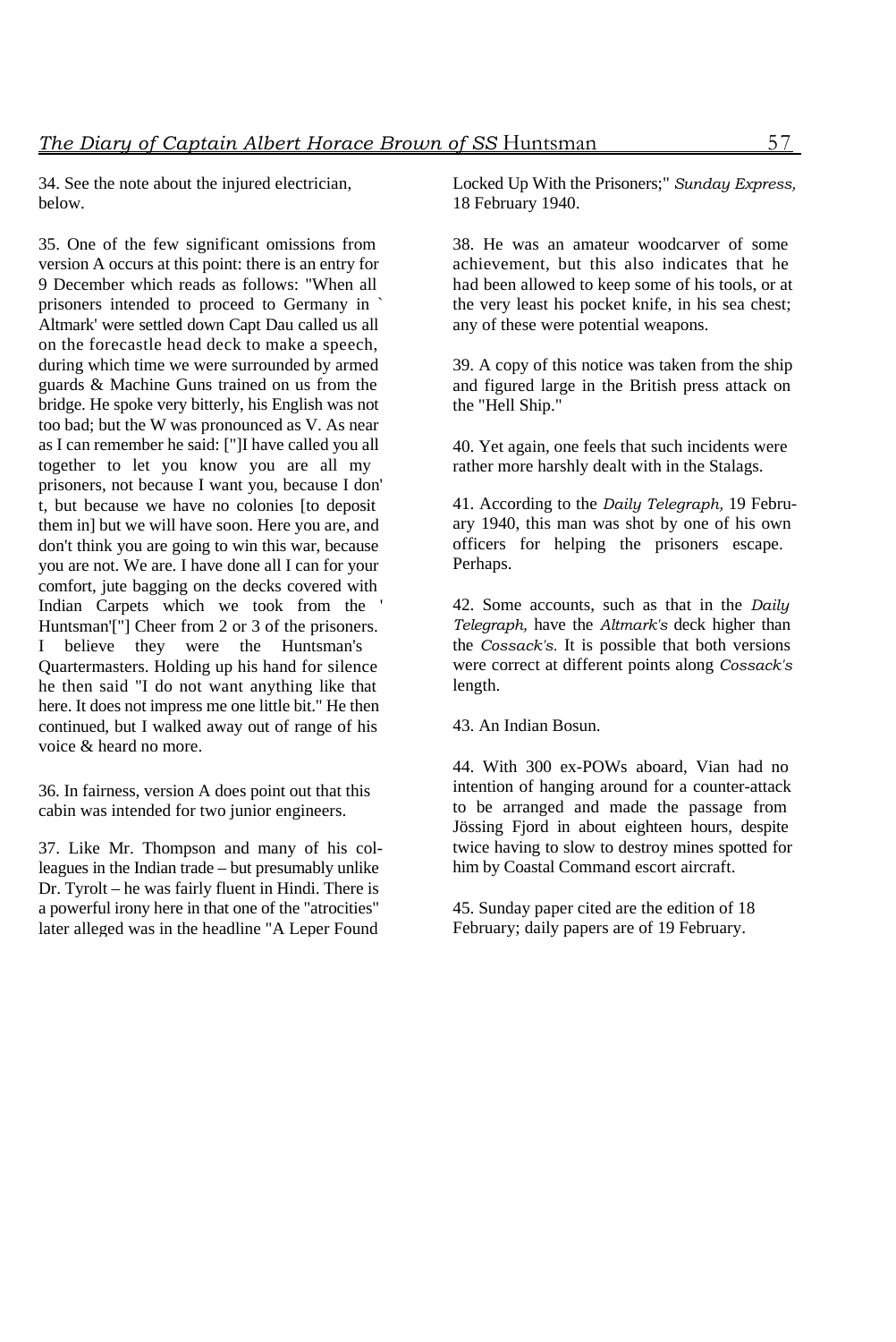34. See the note about the injured electrician, below.

35. One of the few significant omissions from version A occurs at this point: there is an entry for 9 December which reads as follows: "When all prisoners intended to proceed to Germany in ` Altmark' were settled down Capt Dau called us all on the forecastle head deck to make a speech, during which time we were surrounded by armed guards & Machine Guns trained on us from the bridge. He spoke very bitterly, his English was not too bad; but the W was pronounced as V. As near as I can remember he said: ["]I have called you all together to let you know you are all my prisoners, not because I want you, because I don' t, but because we have no colonies [to deposit them in] but we will have soon. Here you are, and don't think you are going to win this war, because you are not. We are. I have done all I can for your comfort, jute bagging on the decks covered with Indian Carpets which we took from the ' Huntsman'["] Cheer from 2 or 3 of the prisoners. I believe they were the Huntsman's Quartermasters. Holding up his hand for silence he then said "I do not want anything like that here. It does not impress me one little bit." He then continued, but I walked away out of range of his voice & heard no more.

36. In fairness, version A does point out that this cabin was intended for two junior engineers.

37. Like Mr. Thompson and many of his colleagues in the Indian trade – but presumably unlike Dr. Tyrolt – he was fairly fluent in Hindi. There is a powerful irony here in that one of the "atrocities" later alleged was in the headline "A Leper Found Locked Up With the Prisoners;" *Sunday Express,* 18 February 1940.

38. He was an amateur woodcarver of some achievement, but this also indicates that he had been allowed to keep some of his tools, or at the very least his pocket knife, in his sea chest; any of these were potential weapons.

39. A copy of this notice was taken from the ship and figured large in the British press attack on the "Hell Ship."

40. Yet again, one feels that such incidents were rather more harshly dealt with in the Stalags.

41. According to the *Daily Telegraph,* 19 February 1940, this man was shot by one of his own officers for helping the prisoners escape. Perhaps.

42. Some accounts, such as that in the *Daily Telegraph,* have the *Altmark's* deck higher than the *Cossack's.* It is possible that both versions were correct at different points along *Cossack's* length.

43. An Indian Bosun.

44. With 300 ex-POWs aboard, Vian had no intention of hanging around for a counter-attack to be arranged and made the passage from Jössing Fjord in about eighteen hours, despite twice having to slow to destroy mines spotted for him by Coastal Command escort aircraft.

45. Sunday paper cited are the edition of 18 February; daily papers are of 19 February.